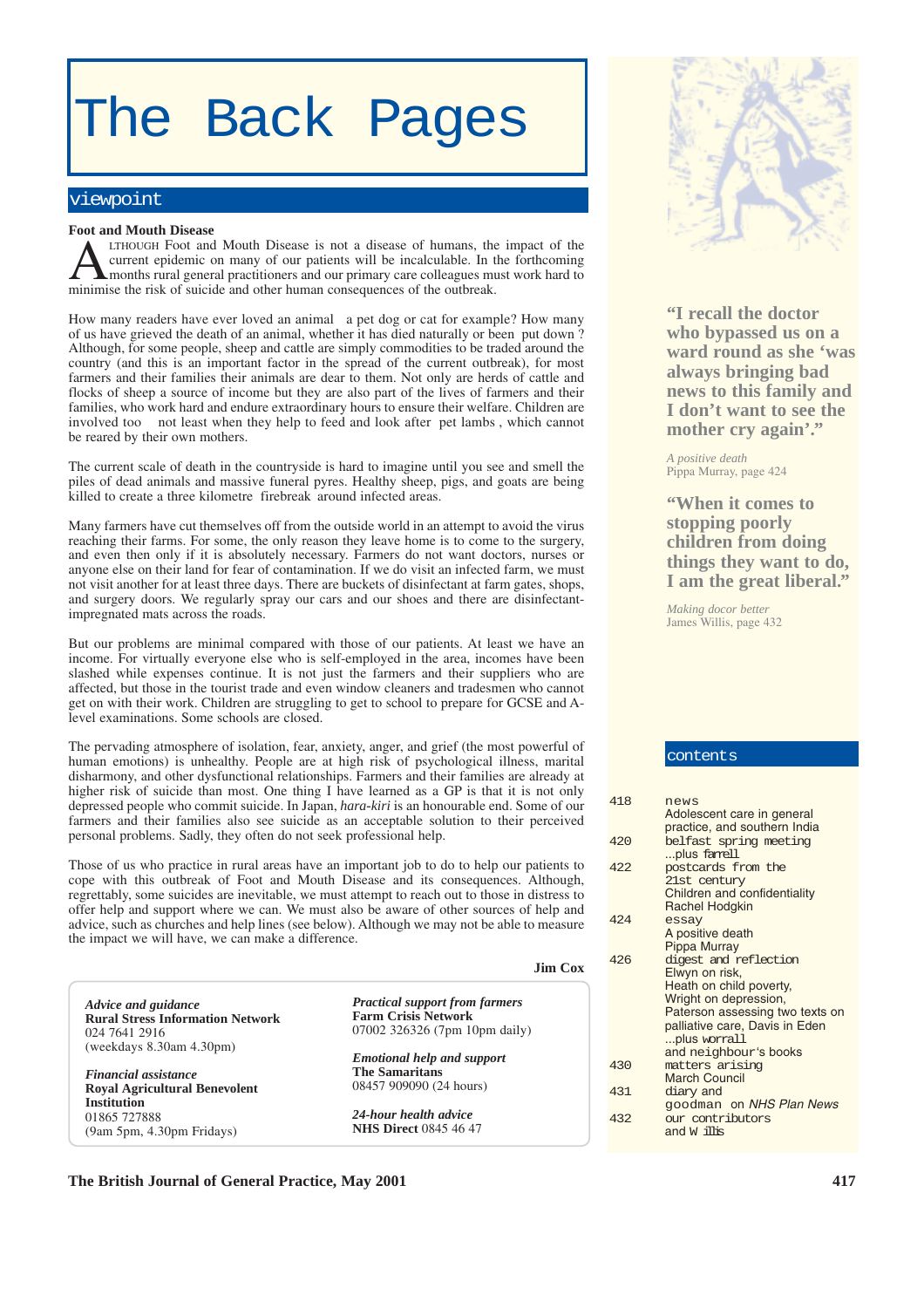# The Back Pages

## viewpoint

### Foot and Mouth Disease

ALTHOUGH Foot and Mouth Disease is not a disease of humans, the impact of the current epidemic on many of our patients will be incalculable. In the forthcoming months rural general practitioners and our primary care colleagues must work hard to minimise the risk of suicide and other human consequences of the outbreak.

How many readers have ever loved an animal a pet dog or cat for example? How many of us have grieved the death of an animal, whether it has died naturally or been put down ? Although, for some people, sheep and cattle are simply commodities to be traded around the country (and this is an important factor in the spread of the current outbreak), for most farmers and their families their animals are dear to them. Not only are herds of cattle and flocks of sheep a source of income but they are also part of the lives of farmers and their families, who work hard and endure extraordinary hours to ensure their welfare. Children are involved too not least when they help to feed and look after pet lambs , which cannot be reared by their own mothers.

The current scale of death in the countryside is hard to imagine until you see and smell the piles of dead animals and massive funeral pyres. Healthy sheep, pigs, and goats are being killed to create a three kilometre firebreak around infected areas.

Many farmers have cut themselves off from the outside world in an attempt to avoid the virus reaching their farms. For some, the only reason they leave home is to come to the surgery, and even then only if it is absolutely necessary. Farmers do not want doctors, nurses or anyone else on their land for fear of contamination. If we do visit an infected farm, we must not visit another for at least three days. There are buckets of disinfectant at farm gates, shops, and surgery doors. We regularly spray our cars and our shoes and there are disinfectant-impregnated mats across the roads.

But our problems are minimal compared with those of our patients. At least we have an income. For virtually everyone else who is self-employed in the area, incomes have been slashed while expenses continue. It is not just the farmers and their suppliers who are affected, but those in the tourist trade and even window cleaners and tradesmen who cannot get on with their work. Children are struggling to get to school to prepare for GCSE and A-level examinations. Some schools are closed.

The pervading atmosphere of isolation, fear, anxiety, anger, and grief (the most powerful of human emotions) is unhealthy. People are at high risk of psychological illness, marital disharmony, and other dysfunctional relationships. Farmers and their families are already at higher risk of suicide than most. One thing I have learned as a GP is that it is not only depressed people who commit suicide. In Japan, *hara-kiri* is an honourable end. Some of our farmers and their families also see suicide as an acceptable solution to their perceived personal problems. Sadly, they often do not seek professional help.

Those of us who practice in rural areas have an important job to do to help our patients to cope with this outbreak of Foot and Mouth Disease and its consequences. Although, regrettably, some suicides are inevitable, we must attempt to reach out to those in distress to offer help and support where we can. We must also be aware of other sources of help and advice, such as churches and help lines (see below). Although we may not be able to measure the impact we will have, we can make a difference.

**Jim Cox**

*Advice and guidance*
**Rural Stress Information Network**
024 7641 2916
(weekdays 8.30am 4.30pm)

*Financial assistance*
**Royal Agricultural Benevolent Institution**
01865 727888
(9am 5pm, 4.30pm Fridays)

*Practical support from farmers*
**Farm Crisis Network**
07002 326326 (7pm 10pm daily)

*Emotional help and support*
**The Samaritans**
08457 909090 (24 hours)

*24-hour health advice*
**NHS Direct** 0845 46 47

---

**"I recall the doctor who bypassed us on a ward round as she 'was always bringing bad news to this family and I don't want to see the mother cry again'."**

*A positive death*
Pippa Murray, page 424

**"When it comes to stopping poorly children from doing things they want to do, I am the great liberal."**

*Making docor better*
James Willis, page 432

## contents

418 news
Adolescent care in general practice, and southern India

420 belfast spring meeting
...plus farrell

422 postcards from the 21st century
Children and confidentiality
Rachel Hodgkin

424 essay
A positive death
Pippa Murray

426 digest and reflection
Elwyn on risk,
Heath on child poverty,
Wright on depression,
Paterson assessing two texts on palliative care, Davis in Eden
...plus worrall
and neighbour's books

430 matters arising
March Council

431 diary and
goodman on *NHS Plan News*

432 our contributors
and Willis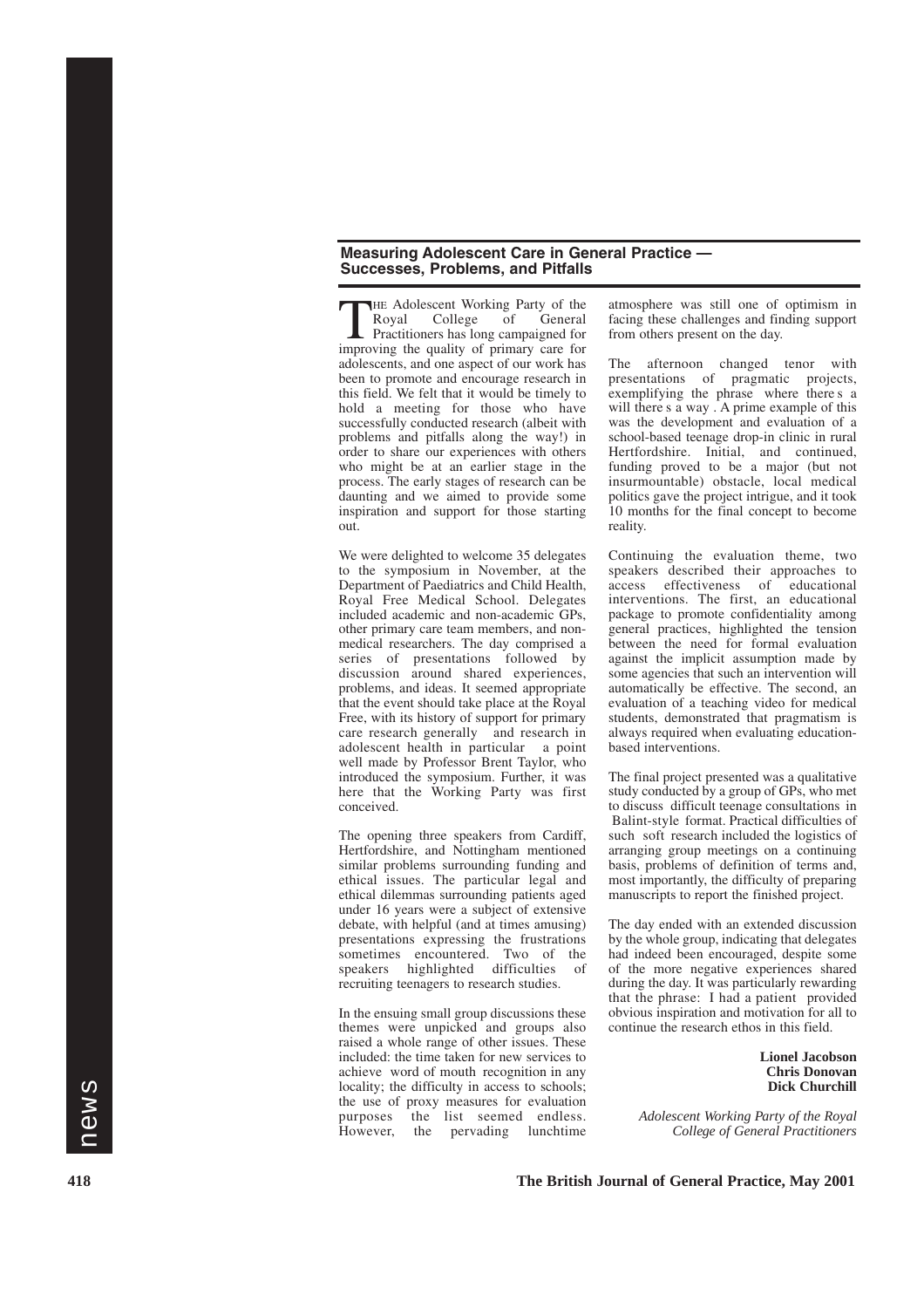## Measuring Adolescent Care in General Practice — Successes, Problems, and Pitfalls

THE Adolescent Working Party of the Royal College of General Practitioners has long campaigned for improving the quality of primary care for adolescents, and one aspect of our work has been to promote and encourage research in this field. We felt that it would be timely to hold a meeting for those who have successfully conducted research (albeit with problems and pitfalls along the way!) in order to share our experiences with others who might be at an earlier stage in the process. The early stages of research can be daunting and we aimed to provide some inspiration and support for those starting out.

We were delighted to welcome 35 delegates to the symposium in November, at the Department of Paediatrics and Child Health, Royal Free Medical School. Delegates included academic and non-academic GPs, other primary care team members, and non-medical researchers. The day comprised a series of presentations followed by discussion around shared experiences, problems, and ideas. It seemed appropriate that the event should take place at the Royal Free, with its history of support for primary care research generally and research in adolescent health in particular a point well made by Professor Brent Taylor, who introduced the symposium. Further, it was here that the Working Party was first conceived.

The opening three speakers from Cardiff, Hertfordshire, and Nottingham mentioned similar problems surrounding funding and ethical issues. The particular legal and ethical dilemmas surrounding patients aged under 16 years were a subject of extensive debate, with helpful (and at times amusing) presentations expressing the frustrations sometimes encountered. Two of the speakers highlighted difficulties of recruiting teenagers to research studies.

In the ensuing small group discussions these themes were unpicked and groups also raised a whole range of other issues. These included: the time taken for new services to achieve word of mouth recognition in any locality; the difficulty in access to schools; the use of proxy measures for evaluation purposes the list seemed endless. However, the pervading lunchtime atmosphere was still one of optimism in facing these challenges and finding support from others present on the day.

The afternoon changed tenor with presentations of pragmatic projects, exemplifying the phrase where there s a will there s a way . A prime example of this was the development and evaluation of a school-based teenage drop-in clinic in rural Hertfordshire. Initial, and continued, funding proved to be a major (but not insurmountable) obstacle, local medical politics gave the project intrigue, and it took 10 months for the final concept to become reality.

Continuing the evaluation theme, two speakers described their approaches to access effectiveness of educational interventions. The first, an educational package to promote confidentiality among general practices, highlighted the tension between the need for formal evaluation against the implicit assumption made by some agencies that such an intervention will automatically be effective. The second, an evaluation of a teaching video for medical students, demonstrated that pragmatism is always required when evaluating education-based interventions.

The final project presented was a qualitative study conducted by a group of GPs, who met to discuss difficult teenage consultations in Balint-style format. Practical difficulties of such soft research included the logistics of arranging group meetings on a continuing basis, problems of definition of terms and, most importantly, the difficulty of preparing manuscripts to report the finished project.

The day ended with an extended discussion by the whole group, indicating that delegates had indeed been encouraged, despite some of the more negative experiences shared during the day. It was particularly rewarding that the phrase: I had a patient provided obvious inspiration and motivation for all to continue the research ethos in this field.

**Lionel Jacobson**
**Chris Donovan**
**Dick Churchill**

*Adolescent Working Party of the Royal College of General Practitioners*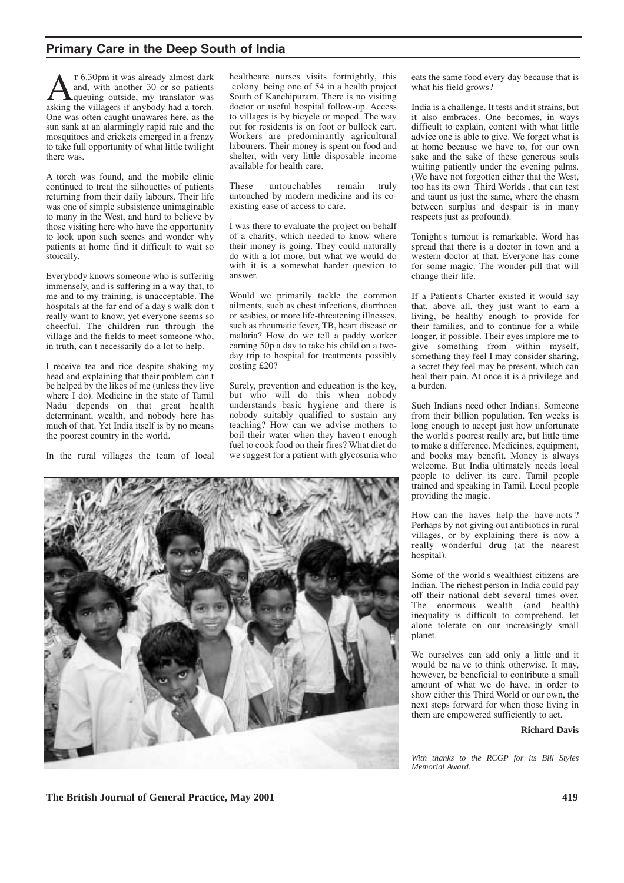# Primary Care in the Deep South of India

At 6.30pm it was already almost dark and, with another 30 or so patients queuing outside, my translator was asking the villagers if anybody had a torch. One was often caught unawares here, as the sun sank at an alarmingly rapid rate and the mosquitoes and crickets emerged in a frenzy to take full opportunity of what little twilight there was.

A torch was found, and the mobile clinic continued to treat the silhouettes of patients returning from their daily labours. Their life was one of simple subsistence unimaginable to many in the West, and hard to believe by those visiting here who have the opportunity to look upon such scenes and wonder why patients at home find it difficult to wait so stoically.

Everybody knows someone who is suffering immensely, and is suffering in a way that, to me and to my training, is unacceptable. The hospitals at the far end of a day s walk don t really want to know; yet everyone seems so cheerful. The children run through the village and the fields to meet someone who, in truth, can t necessarily do a lot to help.

I receive tea and rice despite shaking my head and explaining that their problem can t be helped by the likes of me (unless they live where I do). Medicine in the state of Tamil Nadu depends on that great health determinant, wealth, and nobody here has much of that. Yet India itself is by no means the poorest country in the world.

In the rural villages the team of local healthcare nurses visits fortnightly, this colony being one of 54 in a health project South of Kanchipuram. There is no visiting doctor or useful hospital follow-up. Access to villages is by bicycle or moped. The way out for residents is on foot or bullock cart. Workers are predominantly agricultural labourers. Their money is spent on food and shelter, with very little disposable income available for health care.

These untouchables remain truly untouched by modern medicine and its co-existing ease of access to care.

I was there to evaluate the project on behalf of a charity, which needed to know where their money is going. They could naturally do with a lot more, but what we would do with it is a somewhat harder question to answer.

Would we primarily tackle the common ailments, such as chest infections, diarrhoea or scabies, or more life-threatening illnesses, such as rheumatic fever, TB, heart disease or malaria? How do we tell a paddy worker earning 50p a day to take his child on a two-day trip to hospital for treatments possibly costing £20?

Surely, prevention and education is the key, but who will do this when nobody understands basic hygiene and there is nobody suitably qualified to sustain any teaching? How can we advise mothers to boil their water when they haven t enough fuel to cook food on their fires? What diet do we suggest for a patient with glycosuria who eats the same food every day because that is what his field grows?

India is a challenge. It tests and it strains, but it also embraces. One becomes, in ways difficult to explain, content with what little advice one is able to give. We forget what is at home because we have to, for our own sake and the sake of these generous souls waiting patiently under the evening palms. (We have not forgotten either that the West, too has its own Third Worlds , that can test and taunt us just the same, where the chasm between surplus and despair is in many respects just as profound).

Tonight s turnout is remarkable. Word has spread that there is a doctor in town and a western doctor at that. Everyone has come for some magic. The wonder pill that will change their life.

If a Patient s Charter existed it would say that, above all, they just want to earn a living, be healthy enough to provide for their families, and to continue for a while longer, if possible. Their eyes implore me to give something from within myself, something they feel I may consider sharing, a secret they feel may be present, which can heal their pain. At once it is a privilege and a burden.

Such Indians need other Indians. Someone from their billion population. Ten weeks is long enough to accept just how unfortunate the world s poorest really are, but little time to make a difference. Medicines, equipment, and books may benefit. Money is always welcome. But India ultimately needs local people to deliver its care. Tamil people trained and speaking in Tamil. Local people providing the magic.

How can the haves help the have-nots ? Perhaps by not giving out antibiotics in rural villages, or by explaining there is now a really wonderful drug (at the nearest hospital).

Some of the world s wealthiest citizens are Indian. The richest person in India could pay off their national debt several times over. The enormous wealth (and health) inequality is difficult to comprehend, let alone tolerate on our increasingly small planet.

We ourselves can add only a little and it would be na ve to think otherwise. It may, however, be beneficial to contribute a small amount of what we do have, in order to show either this Third World or our own, the next steps forward for when those living in them are empowered sufficiently to act.

**Richard Davis**

*With thanks to the RCGP for its Bill Styles Memorial Award.*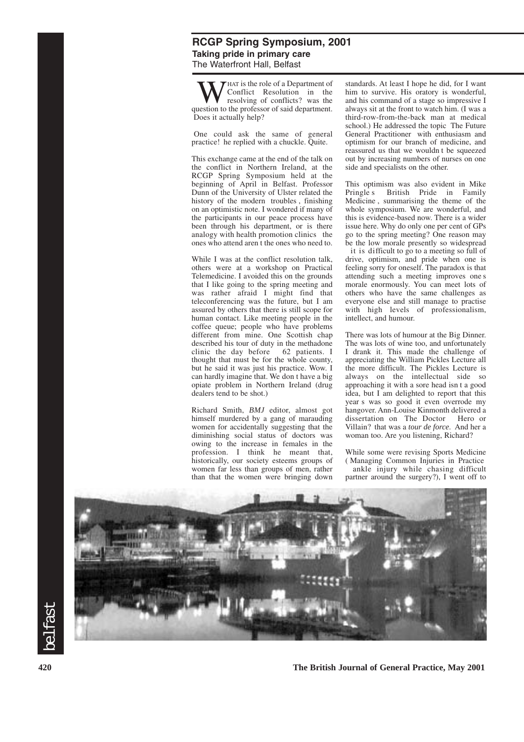## RCGP Spring Symposium, 2001

### Taking pride in primary care

The Waterfront Hall, Belfast

WHAT is the role of a Department of Conflict Resolution in the resolving of conflicts? was the question to the professor of said department. Does it actually help?

One could ask the same of general practice! he replied with a chuckle. Quite.

This exchange came at the end of the talk on the conflict in Northern Ireland, at the RCGP Spring Symposium held at the beginning of April in Belfast. Professor Dunn of the University of Ulster related the history of the modern troubles , finishing on an optimistic note. I wondered if many of the participants in our peace process have been through his department, or is there analogy with health promotion clinics the ones who attend aren t the ones who need to.

While I was at the conflict resolution talk, others were at a workshop on Practical Telemedicine. I avoided this on the grounds that I like going to the spring meeting and was rather afraid I might find that teleconferencing was the future, but I am assured by others that there is still scope for human contact. Like meeting people in the coffee queue; people who have problems different from mine. One Scottish chap described his tour of duty in the methadone clinic the day before 62 patients. I thought that must be for the whole county, but he said it was just his practice. Wow. I can hardly imagine that. We don t have a big opiate problem in Northern Ireland (drug dealers tend to be shot.)

Richard Smith, *BMJ* editor, almost got himself murdered by a gang of marauding women for accidentally suggesting that the diminishing social status of doctors was owing to the increase in females in the profession. I think he meant that, historically, our society esteems groups of women far less than groups of men, rather than that the women were bringing down standards. At least I hope he did, for I want him to survive. His oratory is wonderful, and his command of a stage so impressive I always sit at the front to watch him. (I was a third-row-from-the-back man at medical school.) He addressed the topic The Future General Practitioner with enthusiasm and optimism for our branch of medicine, and reassured us that we wouldn t be squeezed out by increasing numbers of nurses on one side and specialists on the other.

This optimism was also evident in Mike Pringle s British Pride in Family Medicine , summarising the theme of the whole symposium. We are wonderful, and this is evidence-based now. There is a wider issue here. Why do only one per cent of GPs go to the spring meeting? One reason may be the low morale presently so widespread it is difficult to go to a meeting so full of drive, optimism, and pride when one is feeling sorry for oneself. The paradox is that attending such a meeting improves one s morale enormously. You can meet lots of others who have the same challenges as everyone else and still manage to practise with high levels of professionalism, intellect, and humour.

There was lots of humour at the Big Dinner. The was lots of wine too, and unfortunately I drank it. This made the challenge of appreciating the William Pickles Lecture all the more difficult. The Pickles Lecture is always on the intellectual side so approaching it with a sore head isn t a good idea, but I am delighted to report that this year s was so good it even overrode my hangover. Ann-Louise Kinmonth delivered a dissertation on The Doctor Hero or Villain? that was a *tour de force*. And her a woman too. Are you listening, Richard?

While some were revising Sports Medicine ( Managing Common Injuries in Practice ankle injury while chasing difficult partner around the surgery?), I went off to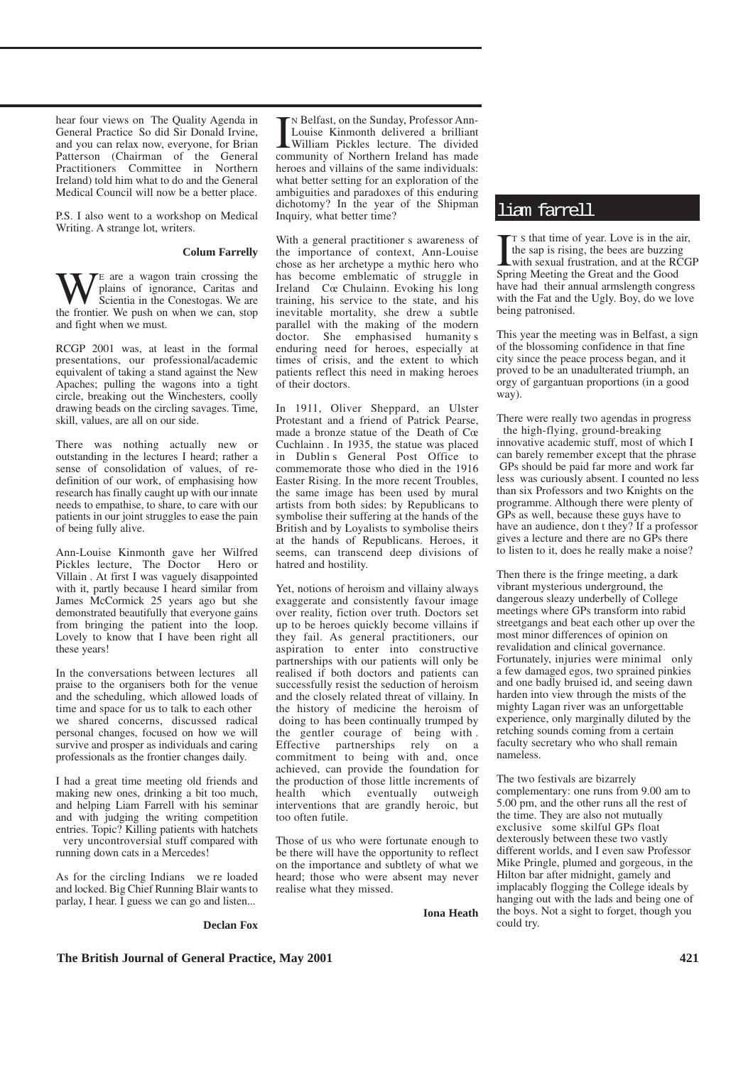hear four views on The Quality Agenda in General Practice So did Sir Donald Irvine, and you can relax now, everyone, for Brian Patterson (Chairman of the General Practitioners Committee in Northern Ireland) told him what to do and the General Medical Council will now be a better place.

P.S. I also went to a workshop on Medical Writing. A strange lot, writers.

**Colum Farrelly**

WE are a wagon train crossing the plains of ignorance, Caritas and Scientia in the Conestogas. We are the frontier. We push on when we can, stop and fight when we must.

RCGP 2001 was, at least in the formal presentations, our professional/academic equivalent of taking a stand against the New Apaches; pulling the wagons into a tight circle, breaking out the Winchesters, coolly drawing beads on the circling savages. Time, skill, values, are all on our side.

There was nothing actually new or outstanding in the lectures I heard; rather a sense of consolidation of values, of re-definition of our work, of emphasising how research has finally caught up with our innate needs to empathise, to share, to care with our patients in our joint struggles to ease the pain of being fully alive.

Ann-Louise Kinmonth gave her Wilfred Pickles lecture, The Doctor Hero or Villain . At first I was vaguely disappointed with it, partly because I heard similar from James McCormick 25 years ago but she demonstrated beautifully that everyone gains from bringing the patient into the loop. Lovely to know that I have been right all these years!

In the conversations between lectures all praise to the organisers both for the venue and the scheduling, which allowed loads of time and space for us to talk to each other we shared concerns, discussed radical personal changes, focused on how we will survive and prosper as individuals and caring professionals as the frontier changes daily.

I had a great time meeting old friends and making new ones, drinking a bit too much, and helping Liam Farrell with his seminar and with judging the writing competition entries. Topic? Killing patients with hatchets very uncontroversial stuff compared with running down cats in a Mercedes!

As for the circling Indians we re loaded and locked. Big Chief Running Blair wants to parlay, I hear. I guess we can go and listen...

**Declan Fox**

IN Belfast, on the Sunday, Professor Ann-Louise Kinmonth delivered a brilliant William Pickles lecture. The divided community of Northern Ireland has made heroes and villains of the same individuals: what better setting for an exploration of the ambiguities and paradoxes of this enduring dichotomy? In the year of the Shipman Inquiry, what better time?

With a general practitioner s awareness of the importance of context, Ann-Louise chose as her archetype a mythic hero who has become emblematic of struggle in Ireland Cœ Chulainn. Evoking his long training, his service to the state, and his inevitable mortality, she drew a subtle parallel with the making of the modern doctor. She emphasised humanity s enduring need for heroes, especially at times of crisis, and the extent to which patients reflect this need in making heroes of their doctors.

In 1911, Oliver Sheppard, an Ulster Protestant and a friend of Patrick Pearse, made a bronze statue of the Death of Cœ Cuchlainn . In 1935, the statue was placed in Dublin s General Post Office to commemorate those who died in the 1916 Easter Rising. In the more recent Troubles, the same image has been used by mural artists from both sides: by Republicans to symbolise their suffering at the hands of the British and by Loyalists to symbolise theirs at the hands of Republicans. Heroes, it seems, can transcend deep divisions of hatred and hostility.

Yet, notions of heroism and villainy always exaggerate and consistently favour image over reality, fiction over truth. Doctors set up to be heroes quickly become villains if they fail. As general practitioners, our aspiration to enter into constructive partnerships with our patients will only be realised if both doctors and patients can successfully resist the seduction of heroism and the closely related threat of villainy. In the history of medicine the heroism of doing to has been continually trumped by the gentler courage of being with . Effective partnerships rely on a commitment to being with and, once achieved, can provide the foundation for the production of those little increments of health which eventually outweigh interventions that are grandly heroic, but too often futile.

Those of us who were fortunate enough to be there will have the opportunity to reflect on the importance and subtlety of what we heard; those who were absent may never realise what they missed.

**Iona Heath**

## liam farrell

IT s that time of year. Love is in the air, the sap is rising, the bees are buzzing with sexual frustration, and at the RCGP Spring Meeting the Great and the Good have had their annual armslength congress with the Fat and the Ugly. Boy, do we love being patronised.

This year the meeting was in Belfast, a sign of the blossoming confidence in that fine city since the peace process began, and it proved to be an unadulterated triumph, an orgy of gargantuan proportions (in a good way).

There were really two agendas in progress the high-flying, ground-breaking innovative academic stuff, most of which I can barely remember except that the phrase GPs should be paid far more and work far less was curiously absent. I counted no less than six Professors and two Knights on the programme. Although there were plenty of GPs as well, because these guys have to have an audience, don t they? If a professor gives a lecture and there are no GPs there to listen to it, does he really make a noise?

Then there is the fringe meeting, a dark vibrant mysterious underground, the dangerous sleazy underbelly of College meetings where GPs transform into rabid streetgangs and beat each other up over the most minor differences of opinion on revalidation and clinical governance. Fortunately, injuries were minimal only a few damaged egos, two sprained pinkies and one badly bruised id, and seeing dawn harden into view through the mists of the mighty Lagan river was an unforgettable experience, only marginally diluted by the retching sounds coming from a certain faculty secretary who who shall remain nameless.

The two festivals are bizarrely complementary: one runs from 9.00 am to 5.00 pm, and the other runs all the rest of the time. They are also not mutually exclusive some skilful GPs float dexterously between these two vastly different worlds, and I even saw Professor Mike Pringle, plumed and gorgeous, in the Hilton bar after midnight, gamely and implacably flogging the College ideals by hanging out with the lads and being one of the boys. Not a sight to forget, though you could try.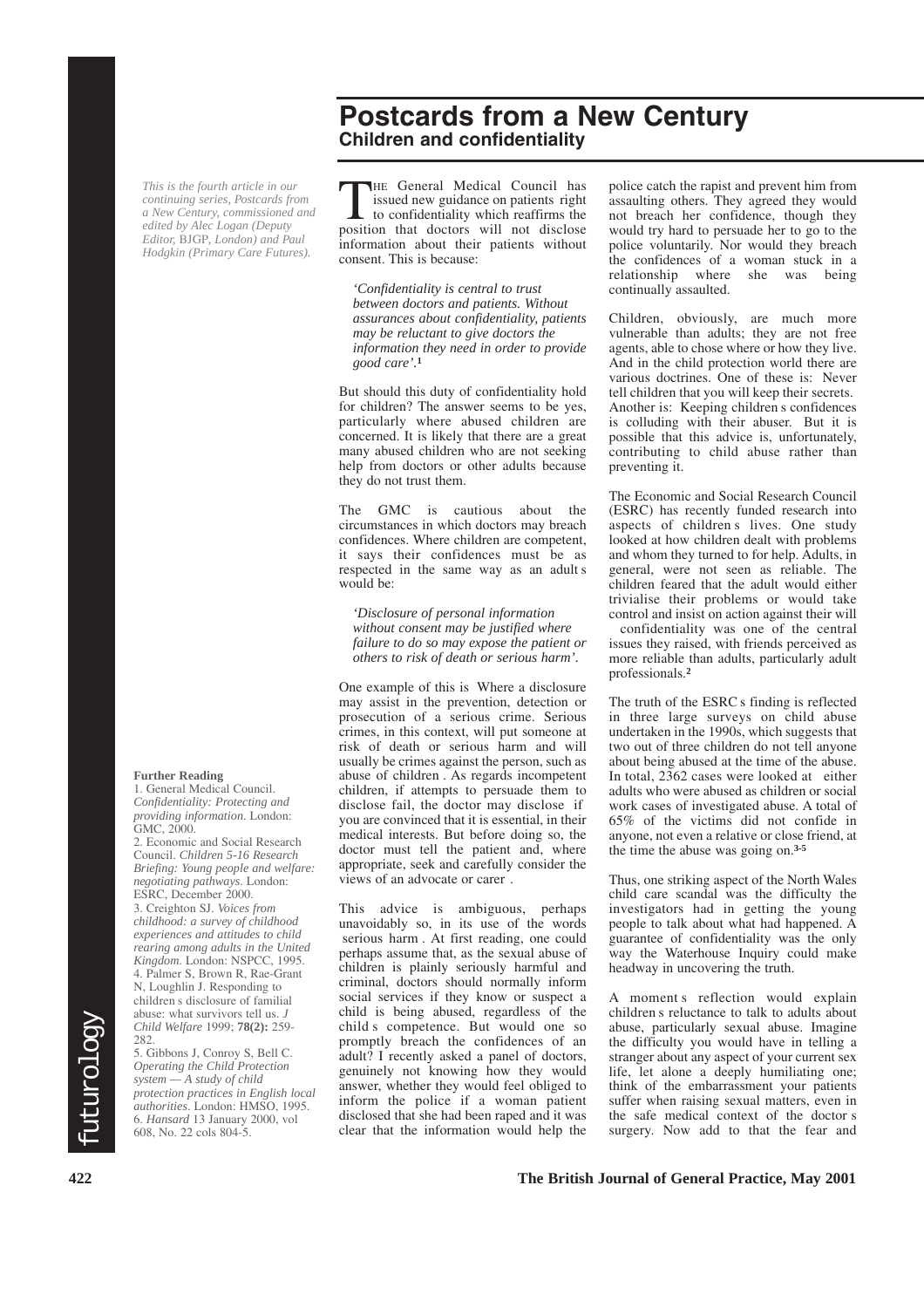# Postcards from a New Century

## Children and confidentiality

*This is the fourth article in our continuing series, Postcards from a New Century, commissioned and edited by Alec Logan (Deputy Editor,* BJGP, *London) and Paul Hodgkin (Primary Care Futures).*

THE General Medical Council has issued new guidance on patients right to confidentiality which reaffirms the position that doctors will not disclose information about their patients without consent. This is because:

> *'Confidentiality is central to trust between doctors and patients. Without assurances about confidentiality, patients may be reluctant to give doctors the information they need in order to provide good care'.*[1]

But should this duty of confidentiality hold for children? The answer seems to be yes, particularly where abused children are concerned. It is likely that there are a great many abused children who are not seeking help from doctors or other adults because they do not trust them.

The GMC is cautious about the circumstances in which doctors may breach confidences. Where children are competent, it says their confidences must be as respected in the same way as an adult s would be:

> *'Disclosure of personal information without consent may be justified where failure to do so may expose the patient or others to risk of death or serious harm'.*

One example of this is Where a disclosure may assist in the prevention, detection or prosecution of a serious crime. Serious crimes, in this context, will put someone at risk of death or serious harm and will usually be crimes against the person, such as abuse of children . As regards incompetent children, if attempts to persuade them to disclose fail, the doctor may disclose if you are convinced that it is essential, in their medical interests. But before doing so, the doctor must tell the patient and, where appropriate, seek and carefully consider the views of an advocate or carer .

This advice is ambiguous, perhaps unavoidably so, in its use of the words serious harm . At first reading, one could perhaps assume that, as the sexual abuse of children is plainly seriously harmful and criminal, doctors should normally inform social services if they know or suspect a child is being abused, regardless of the child s competence. But would one so promptly breach the confidences of an adult? I recently asked a panel of doctors, genuinely not knowing how they would answer, whether they would feel obliged to inform the police if a woman patient disclosed that she had been raped and it was clear that the information would help the police catch the rapist and prevent him from assaulting others. They agreed they would not breach her confidence, though they would try hard to persuade her to go to the police voluntarily. Nor would they breach the confidences of a woman stuck in a relationship where she was being continually assaulted.

Children, obviously, are much more vulnerable than adults; they are not free agents, able to chose where or how they live. And in the child protection world there are various doctrines. One of these is: Never tell children that you will keep their secrets. Another is: Keeping children s confidences is colluding with their abuser. But it is possible that this advice is, unfortunately, contributing to child abuse rather than preventing it.

The Economic and Social Research Council (ESRC) has recently funded research into aspects of children s lives. One study looked at how children dealt with problems and whom they turned to for help. Adults, in general, were not seen as reliable. The children feared that the adult would either trivialise their problems or would take control and insist on action against their will confidentiality was one of the central issues they raised, with friends perceived as more reliable than adults, particularly adult professionals.[2]

The truth of the ESRC s finding is reflected in three large surveys on child abuse undertaken in the 1990s, which suggests that two out of three children do not tell anyone about being abused at the time of the abuse. In total, 2362 cases were looked at either adults who were abused as children or social work cases of investigated abuse. A total of 65% of the victims did not confide in anyone, not even a relative or close friend, at the time the abuse was going on.[3-5]

Thus, one striking aspect of the North Wales child care scandal was the difficulty the investigators had in getting the young people to talk about what had happened. A guarantee of confidentiality was the only way the Waterhouse Inquiry could make headway in uncovering the truth.

A moment s reflection would explain children s reluctance to talk to adults about abuse, particularly sexual abuse. Imagine the difficulty you would have in telling a stranger about any aspect of your current sex life, let alone a deeply humiliating one; think of the embarrassment your patients suffer when raising sexual matters, even in the safe medical context of the doctor s surgery. Now add to that the fear and

**Further Reading**

1. General Medical Council. *Confidentiality: Protecting and providing information*. London: GMC, 2000.
2. Economic and Social Research Council. *Children 5-16 Research Briefing: Young people and welfare: negotiating pathways*. London: ESRC, December 2000.
3. Creighton SJ. *Voices from childhood: a survey of childhood experiences and attitudes to child rearing among adults in the United Kingdom*. London: NSPCC, 1995.
4. Palmer S, Brown R, Rae-Grant N, Loughlin J. Responding to children s disclosure of familial abuse: what survivors tell us. *J Child Welfare* 1999; **78(2):** 259-282.
5. Gibbons J, Conroy S, Bell C. *Operating the Child Protection system — A study of child protection practices in English local authorities*. London: HMSO, 1995.
6. *Hansard* 13 January 2000, vol 608, No. 22 cols 804-5.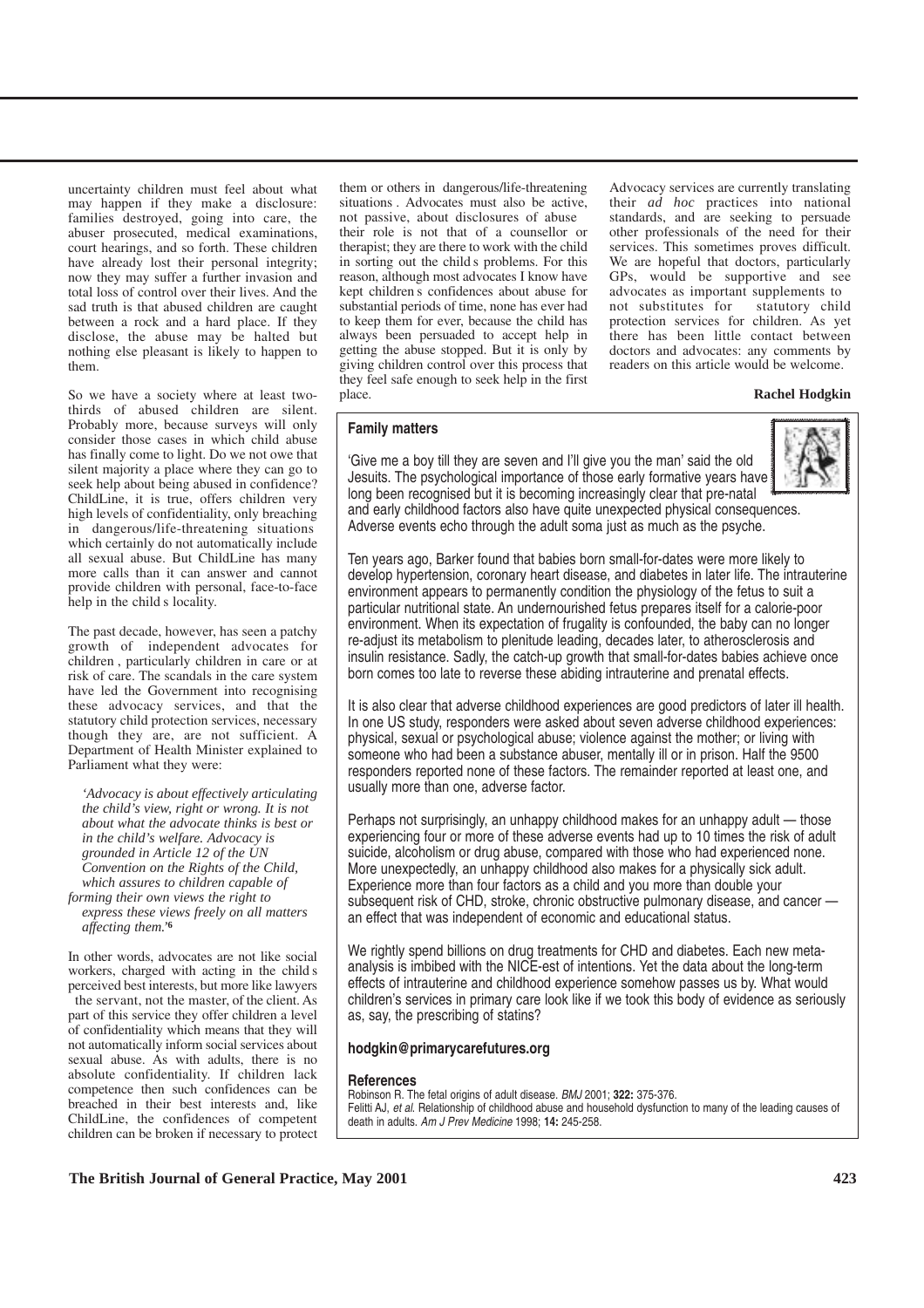uncertainty children must feel about what may happen if they make a disclosure: families destroyed, going into care, the abuser prosecuted, medical examinations, court hearings, and so forth. These children have already lost their personal integrity; now they may suffer a further invasion and total loss of control over their lives. And the sad truth is that abused children are caught between a rock and a hard place. If they disclose, the abuse may be halted but nothing else pleasant is likely to happen to them.

So we have a society where at least two-thirds of abused children are silent. Probably more, because surveys will only consider those cases in which child abuse has finally come to light. Do we not owe that silent majority a place where they can go to seek help about being abused in confidence? ChildLine, it is true, offers children very high levels of confidentiality, only breaching in dangerous/life-threatening situations which certainly do not automatically include all sexual abuse. But ChildLine has many more calls than it can answer and cannot provide children with personal, face-to-face help in the child s locality.

The past decade, however, has seen a patchy growth of independent advocates for children , particularly children in care or at risk of care. The scandals in the care system have led the Government into recognising these advocacy services, and that the statutory child protection services, necessary though they are, are not sufficient. A Department of Health Minister explained to Parliament what they were:

> *'Advocacy is about effectively articulating the child's view, right or wrong. It is not about what the advocate thinks is best or in the child's welfare. Advocacy is grounded in Article 12 of the UN Convention on the Rights of the Child, which assures to children capable of forming their own views the right to express these views freely on all matters affecting them.'*[6]

In other words, advocates are not like social workers, charged with acting in the child s perceived best interests, but more like lawyers the servant, not the master, of the client. As part of this service they offer children a level of confidentiality which means that they will not automatically inform social services about sexual abuse. As with adults, there is no absolute confidentiality. If children lack competence then such confidences can be breached in their best interests and, like ChildLine, the confidences of competent children can be broken if necessary to protect them or others in dangerous/life-threatening situations . Advocates must also be active, not passive, about disclosures of abuse their role is not that of a counsellor or therapist; they are there to work with the child in sorting out the child s problems. For this reason, although most advocates I know have kept children s confidences about abuse for substantial periods of time, none has ever had to keep them for ever, because the child has always been persuaded to accept help in getting the abuse stopped. But it is only by giving children control over this process that they feel safe enough to seek help in the first place.

Advocacy services are currently translating their *ad hoc* practices into national standards, and are seeking to persuade other professionals of the need for their services. This sometimes proves difficult. We are hopeful that doctors, particularly GPs, would be supportive and see advocates as important supplements to not substitutes for statutory child protection services for children. As yet there has been little contact between doctors and advocates: any comments by readers on this article would be welcome.

**Rachel Hodgkin**

### Family matters

'Give me a boy till they are seven and I'll give you the man' said the old Jesuits. The psychological importance of those early formative years have long been recognised but it is becoming increasingly clear that pre-natal and early childhood factors also have quite unexpected physical consequences. Adverse events echo through the adult soma just as much as the psyche.

Ten years ago, Barker found that babies born small-for-dates were more likely to develop hypertension, coronary heart disease, and diabetes in later life. The intrauterine environment appears to permanently condition the physiology of the fetus to suit a particular nutritional state. An undernourished fetus prepares itself for a calorie-poor environment. When its expectation of frugality is confounded, the baby can no longer re-adjust its metabolism to plenitude leading, decades later, to atherosclerosis and insulin resistance. Sadly, the catch-up growth that small-for-dates babies achieve once born comes too late to reverse these abiding intrauterine and prenatal effects.

It is also clear that adverse childhood experiences are good predictors of later ill health. In one US study, responders were asked about seven adverse childhood experiences: physical, sexual or psychological abuse; violence against the mother; or living with someone who had been a substance abuser, mentally ill or in prison. Half the 9500 responders reported none of these factors. The remainder reported at least one, and usually more than one, adverse factor.

Perhaps not surprisingly, an unhappy childhood makes for an unhappy adult — those experiencing four or more of these adverse events had up to 10 times the risk of adult suicide, alcoholism or drug abuse, compared with those who had experienced none. More unexpectedly, an unhappy childhood also makes for a physically sick adult. Experience more than four factors as a child and you more than double your subsequent risk of CHD, stroke, chronic obstructive pulmonary disease, and cancer — an effect that was independent of economic and educational status.

We rightly spend billions on drug treatments for CHD and diabetes. Each new meta-analysis is imbibed with the NICE-est of intentions. Yet the data about the long-term effects of intrauterine and childhood experience somehow passes us by. What would children's services in primary care look like if we took this body of evidence as seriously as, say, the prescribing of statins?

**hodgkin@primarycarefutures.org**

**References**

Robinson R. The fetal origins of adult disease. *BMJ* 2001; **322:** 375-376.

Felitti AJ, *et al.* Relationship of childhood abuse and household dysfunction to many of the leading causes of death in adults. *Am J Prev Medicine* 1998; **14:** 245-258.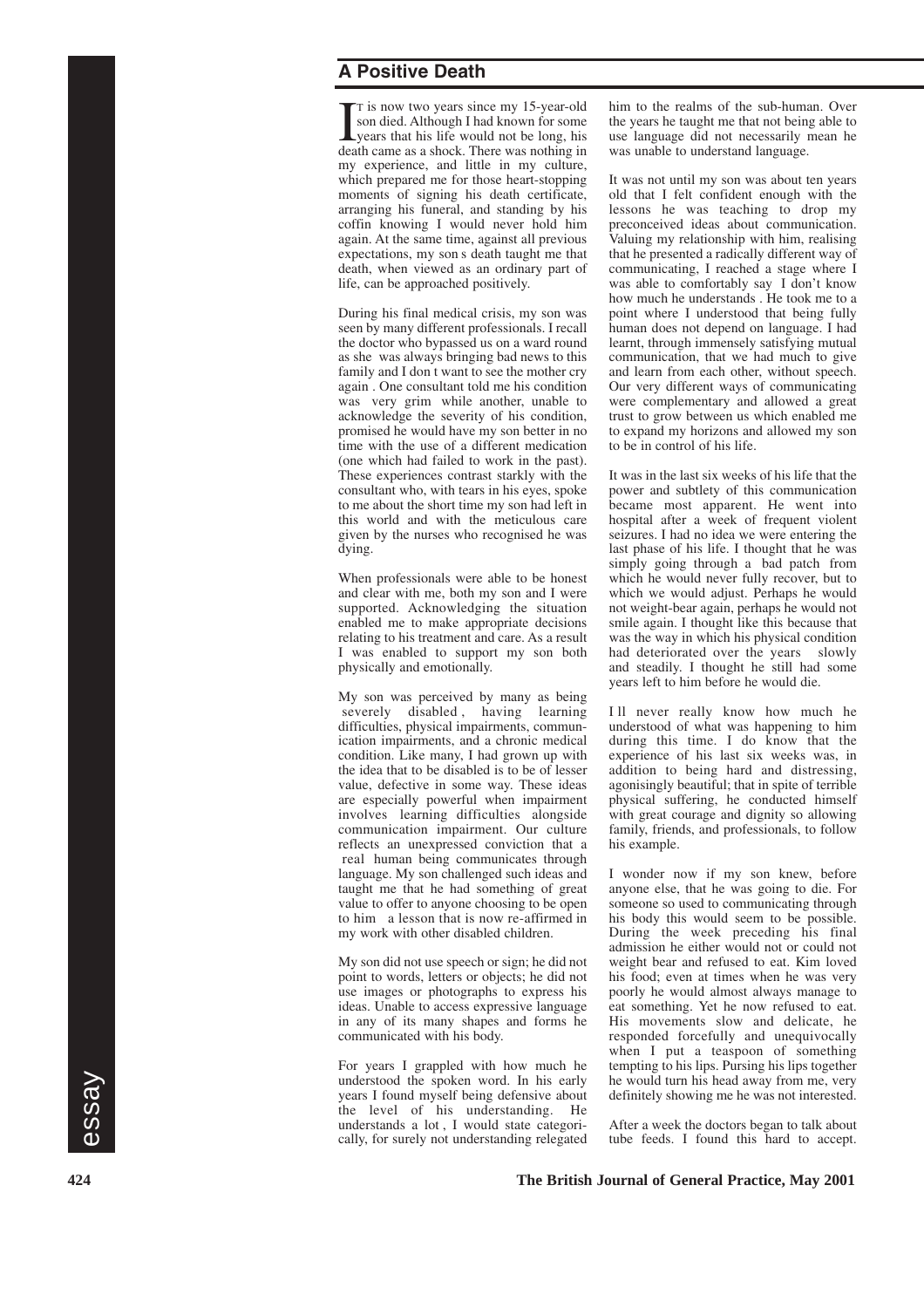## A Positive Death

It is now two years since my 15-year-old son died. Although I had known for some years that his life would not be long, his death came as a shock. There was nothing in my experience, and little in my culture, which prepared me for those heart-stopping moments of signing his death certificate, arranging his funeral, and standing by his coffin knowing I would never hold him again. At the same time, against all previous expectations, my son s death taught me that death, when viewed as an ordinary part of life, can be approached positively.

During his final medical crisis, my son was seen by many different professionals. I recall the doctor who bypassed us on a ward round as she was always bringing bad news to this family and I don t want to see the mother cry again . One consultant told me his condition was very grim while another, unable to acknowledge the severity of his condition, promised he would have my son better in no time with the use of a different medication (one which had failed to work in the past). These experiences contrast starkly with the consultant who, with tears in his eyes, spoke to me about the short time my son had left in this world and with the meticulous care given by the nurses who recognised he was dying.

When professionals were able to be honest and clear with me, both my son and I were supported. Acknowledging the situation enabled me to make appropriate decisions relating to his treatment and care. As a result I was enabled to support my son both physically and emotionally.

My son was perceived by many as being severely disabled , having learning difficulties, physical impairments, communication impairments, and a chronic medical condition. Like many, I had grown up with the idea that to be disabled is to be of lesser value, defective in some way. These ideas are especially powerful when impairment involves learning difficulties alongside communication impairment. Our culture reflects an unexpressed conviction that a real human being communicates through language. My son challenged such ideas and taught me that he had something of great value to offer to anyone choosing to be open to him a lesson that is now re-affirmed in my work with other disabled children.

My son did not use speech or sign; he did not point to words, letters or objects; he did not use images or photographs to express his ideas. Unable to access expressive language in any of its many shapes and forms he communicated with his body.

For years I grappled with how much he understood the spoken word. In his early years I found myself being defensive about the level of his understanding. He understands a lot , I would state categorically, for surely not understanding relegated him to the realms of the sub-human. Over the years he taught me that not being able to use language did not necessarily mean he was unable to understand language.

It was not until my son was about ten years old that I felt confident enough with the lessons he was teaching to drop my preconceived ideas about communication. Valuing my relationship with him, realising that he presented a radically different way of communicating, I reached a stage where I was able to comfortably say I don't know how much he understands . He took me to a point where I understood that being fully human does not depend on language. I had learnt, through immensely satisfying mutual communication, that we had much to give and learn from each other, without speech. Our very different ways of communicating were complementary and allowed a great trust to grow between us which enabled me to expand my horizons and allowed my son to be in control of his life.

It was in the last six weeks of his life that the power and subtlety of this communication became most apparent. He went into hospital after a week of frequent violent seizures. I had no idea we were entering the last phase of his life. I thought that he was simply going through a bad patch from which he would never fully recover, but to which we would adjust. Perhaps he would not weight-bear again, perhaps he would not smile again. I thought like this because that was the way in which his physical condition had deteriorated over the years slowly and steadily. I thought he still had some years left to him before he would die.

I ll never really know how much he understood of what was happening to him during this time. I do know that the experience of his last six weeks was, in addition to being hard and distressing, agonisingly beautiful; that in spite of terrible physical suffering, he conducted himself with great courage and dignity so allowing family, friends, and professionals, to follow his example.

I wonder now if my son knew, before anyone else, that he was going to die. For someone so used to communicating through his body this would seem to be possible. During the week preceding his final admission he either would not or could not weight bear and refused to eat. Kim loved his food; even at times when he was very poorly he would almost always manage to eat something. Yet he now refused to eat. His movements slow and delicate, he responded forcefully and unequivocally when I put a teaspoon of something tempting to his lips. Pursing his lips together he would turn his head away from me, very definitely showing me he was not interested.

After a week the doctors began to talk about tube feeds. I found this hard to accept.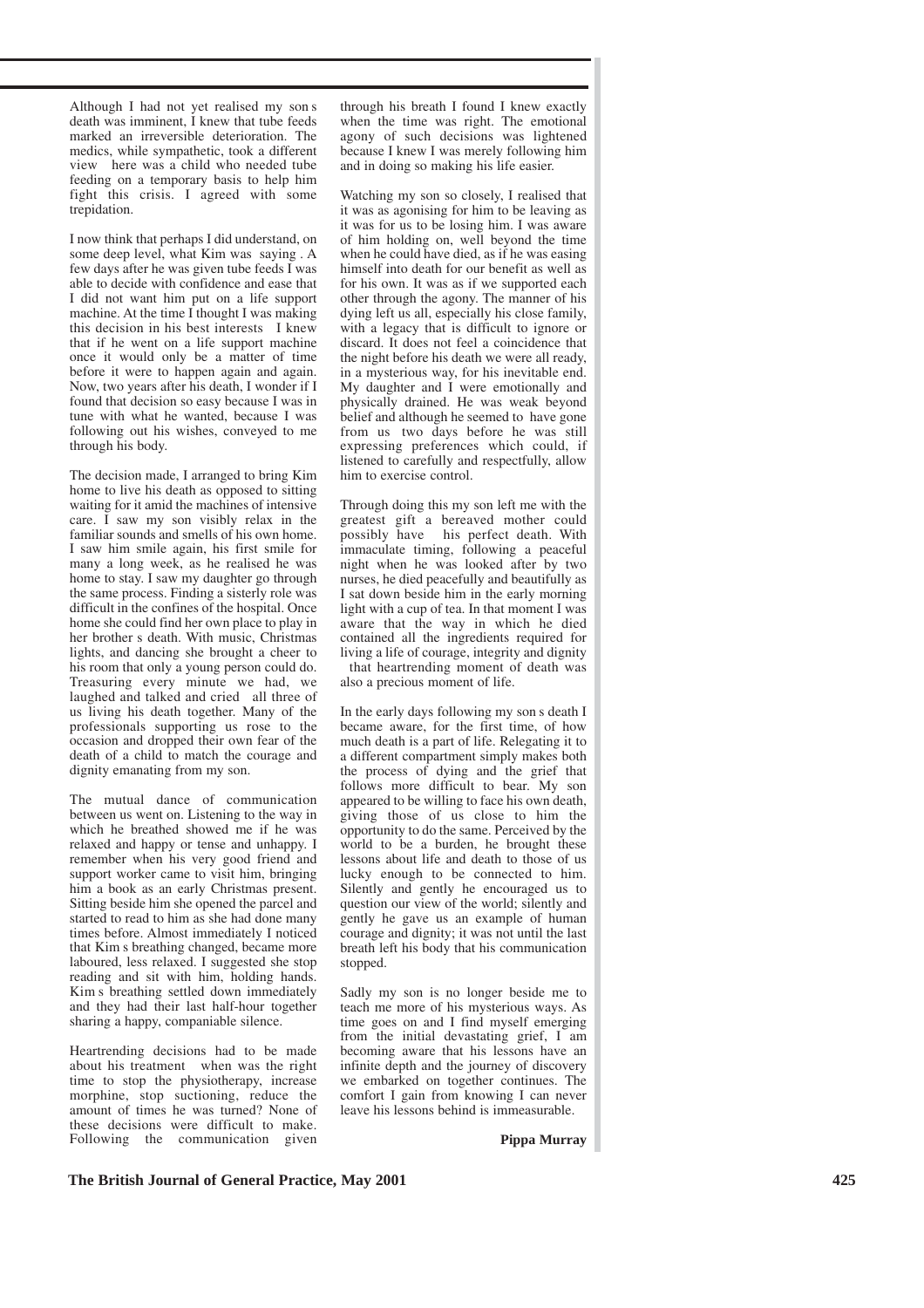Although I had not yet realised my son s death was imminent, I knew that tube feeds marked an irreversible deterioration. The medics, while sympathetic, took a different view here was a child who needed tube feeding on a temporary basis to help him fight this crisis. I agreed with some trepidation.

I now think that perhaps I did understand, on some deep level, what Kim was saying . A few days after he was given tube feeds I was able to decide with confidence and ease that I did not want him put on a life support machine. At the time I thought I was making this decision in his best interests I knew that if he went on a life support machine once it would only be a matter of time before it were to happen again and again. Now, two years after his death, I wonder if I found that decision so easy because I was in tune with what he wanted, because I was following out his wishes, conveyed to me through his body.

The decision made, I arranged to bring Kim home to live his death as opposed to sitting waiting for it amid the machines of intensive care. I saw my son visibly relax in the familiar sounds and smells of his own home. I saw him smile again, his first smile for many a long week, as he realised he was home to stay. I saw my daughter go through the same process. Finding a sisterly role was difficult in the confines of the hospital. Once home she could find her own place to play in her brother s death. With music, Christmas lights, and dancing she brought a cheer to his room that only a young person could do. Treasuring every minute we had, we laughed and talked and cried all three of us living his death together. Many of the professionals supporting us rose to the occasion and dropped their own fear of the death of a child to match the courage and dignity emanating from my son.

The mutual dance of communication between us went on. Listening to the way in which he breathed showed me if he was relaxed and happy or tense and unhappy. I remember when his very good friend and support worker came to visit him, bringing him a book as an early Christmas present. Sitting beside him she opened the parcel and started to read to him as she had done many times before. Almost immediately I noticed that Kim s breathing changed, became more laboured, less relaxed. I suggested she stop reading and sit with him, holding hands. Kim s breathing settled down immediately and they had their last half-hour together sharing a happy, companiable silence.

Heartrending decisions had to be made about his treatment when was the right time to stop the physiotherapy, increase morphine, stop suctioning, reduce the amount of times he was turned? None of these decisions were difficult to make. Following the communication given through his breath I found I knew exactly when the time was right. The emotional agony of such decisions was lightened because I knew I was merely following him and in doing so making his life easier.

Watching my son so closely, I realised that it was as agonising for him to be leaving as it was for us to be losing him. I was aware of him holding on, well beyond the time when he could have died, as if he was easing himself into death for our benefit as well as for his own. It was as if we supported each other through the agony. The manner of his dying left us all, especially his close family, with a legacy that is difficult to ignore or discard. It does not feel a coincidence that the night before his death we were all ready, in a mysterious way, for his inevitable end. My daughter and I were emotionally and physically drained. He was weak beyond belief and although he seemed to have gone from us two days before he was still expressing preferences which could, if listened to carefully and respectfully, allow him to exercise control.

Through doing this my son left me with the greatest gift a bereaved mother could possibly have his perfect death. With immaculate timing, following a peaceful night when he was looked after by two nurses, he died peacefully and beautifully as I sat down beside him in the early morning light with a cup of tea. In that moment I was aware that the way in which he died contained all the ingredients required for living a life of courage, integrity and dignity that heartrending moment of death was also a precious moment of life.

In the early days following my son s death I became aware, for the first time, of how much death is a part of life. Relegating it to a different compartment simply makes both the process of dying and the grief that follows more difficult to bear. My son appeared to be willing to face his own death, giving those of us close to him the opportunity to do the same. Perceived by the world to be a burden, he brought these lessons about life and death to those of us lucky enough to be connected to him. Silently and gently he encouraged us to question our view of the world; silently and gently he gave us an example of human courage and dignity; it was not until the last breath left his body that his communication stopped.

Sadly my son is no longer beside me to teach me more of his mysterious ways. As time goes on and I find myself emerging from the initial devastating grief, I am becoming aware that his lessons have an infinite depth and the journey of discovery we embarked on together continues. The comfort I gain from knowing I can never leave his lessons behind is immeasurable.

**Pippa Murray**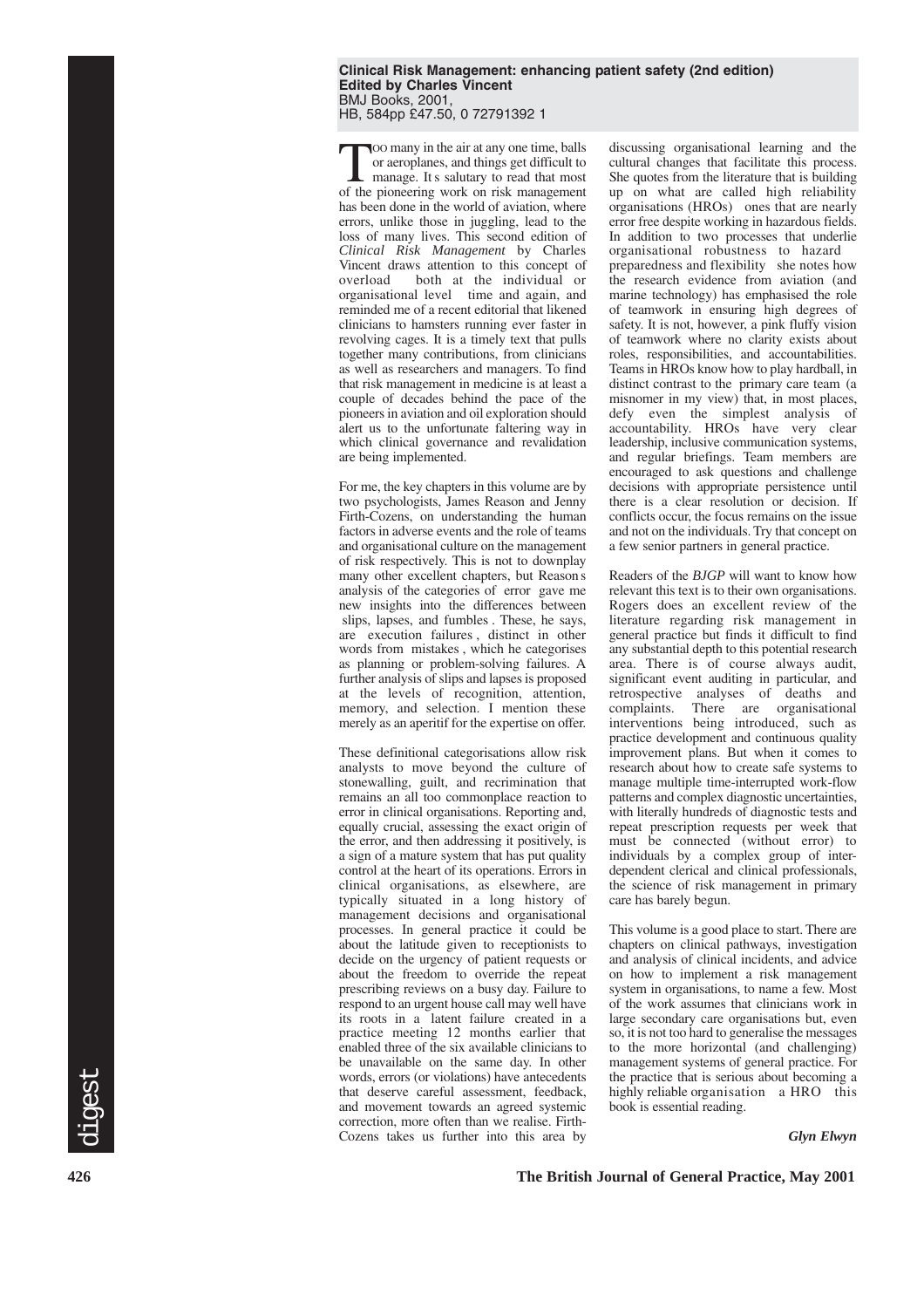**Clinical Risk Management: enhancing patient safety (2nd edition)**
**Edited by Charles Vincent**
BMJ Books, 2001,
HB, 584pp £47.50, 0 72791392 1

Too many in the air at any one time, balls or aeroplanes, and things get difficult to manage. It s salutary to read that most of the pioneering work on risk management has been done in the world of aviation, where errors, unlike those in juggling, lead to the loss of many lives. This second edition of *Clinical Risk Management* by Charles Vincent draws attention to this concept of overload both at the individual or organisational level time and again, and reminded me of a recent editorial that likened clinicians to hamsters running ever faster in revolving cages. It is a timely text that pulls together many contributions, from clinicians as well as researchers and managers. To find that risk management in medicine is at least a couple of decades behind the pace of the pioneers in aviation and oil exploration should alert us to the unfortunate faltering way in which clinical governance and revalidation are being implemented.

For me, the key chapters in this volume are by two psychologists, James Reason and Jenny Firth-Cozens, on understanding the human factors in adverse events and the role of teams and organisational culture on the management of risk respectively. This is not to downplay many other excellent chapters, but Reason s analysis of the categories of error gave me new insights into the differences between slips, lapses, and fumbles . These, he says, are execution failures , distinct in other words from mistakes , which he categorises as planning or problem-solving failures. A further analysis of slips and lapses is proposed at the levels of recognition, attention, memory, and selection. I mention these merely as an aperitif for the expertise on offer.

These definitional categorisations allow risk analysts to move beyond the culture of stonewalling, guilt, and recrimination that remains an all too commonplace reaction to error in clinical organisations. Reporting and, equally crucial, assessing the exact origin of the error, and then addressing it positively, is a sign of a mature system that has put quality control at the heart of its operations. Errors in clinical organisations, as elsewhere, are typically situated in a long history of management decisions and organisational processes. In general practice it could be about the latitude given to receptionists to decide on the urgency of patient requests or about the freedom to override the repeat prescribing reviews on a busy day. Failure to respond to an urgent house call may well have its roots in a latent failure created in a practice meeting 12 months earlier that enabled three of the six available clinicians to be unavailable on the same day. In other words, errors (or violations) have antecedents that deserve careful assessment, feedback, and movement towards an agreed systemic correction, more often than we realise. Firth-Cozens takes us further into this area by discussing organisational learning and the cultural changes that facilitate this process. She quotes from the literature that is building up on what are called high reliability organisations (HROs) ones that are nearly error free despite working in hazardous fields. In addition to two processes that underlie organisational robustness to hazard preparedness and flexibility she notes how the research evidence from aviation (and marine technology) has emphasised the role of teamwork in ensuring high degrees of safety. It is not, however, a pink fluffy vision of teamwork where no clarity exists about roles, responsibilities, and accountabilities. Teams in HROs know how to play hardball, in distinct contrast to the primary care team (a misnomer in my view) that, in most places, defy even the simplest analysis of accountability. HROs have very clear leadership, inclusive communication systems, and regular briefings. Team members are encouraged to ask questions and challenge decisions with appropriate persistence until there is a clear resolution or decision. If conflicts occur, the focus remains on the issue and not on the individuals. Try that concept on a few senior partners in general practice.

Readers of the *BJGP* will want to know how relevant this text is to their own organisations. Rogers does an excellent review of the literature regarding risk management in general practice but finds it difficult to find any substantial depth to this potential research area. There is of course always audit, significant event auditing in particular, and retrospective analyses of deaths and complaints. There are organisational interventions being introduced, such as practice development and continuous quality improvement plans. But when it comes to research about how to create safe systems to manage multiple time-interrupted work-flow patterns and complex diagnostic uncertainties, with literally hundreds of diagnostic tests and repeat prescription requests per week that must be connected (without error) to individuals by a complex group of inter-dependent clerical and clinical professionals, the science of risk management in primary care has barely begun.

This volume is a good place to start. There are chapters on clinical pathways, investigation and analysis of clinical incidents, and advice on how to implement a risk management system in organisations, to name a few. Most of the work assumes that clinicians work in large secondary care organisations but, even so, it is not too hard to generalise the messages to the more horizontal (and challenging) management systems of general practice. For the practice that is serious about becoming a highly reliable organisation a HRO this book is essential reading.

***Glyn Elwyn***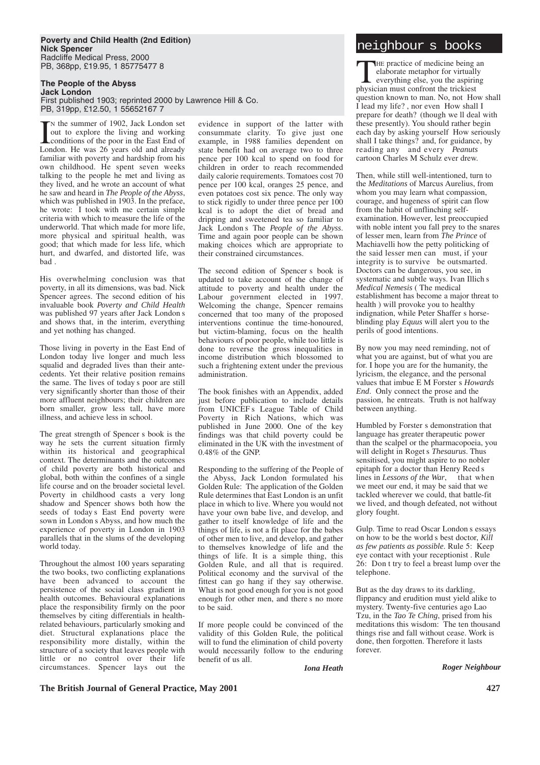**Poverty and Child Health (2nd Edition)**
**Nick Spencer**
Radcliffe Medical Press, 2000
PB, 368pp, £19.95, 1 85775477 8

**The People of the Abyss**
**Jack London**
First published 1903; reprinted 2000 by Lawrence Hill & Co.
PB, 319pp, £12.50, 1 55652167 7

In the summer of 1902, Jack London set out to explore the living and working conditions of the poor in the East End of London. He was 26 years old and already familiar with poverty and hardship from his own childhood. He spent seven weeks talking to the people he met and living as they lived, and he wrote an account of what he saw and heard in *The People of the Abyss*, which was published in 1903. In the preface, he wrote: I took with me certain simple criteria with which to measure the life of the underworld. That which made for more life, more physical and spiritual health, was good; that which made for less life, which hurt, and dwarfed, and distorted life, was bad .

His overwhelming conclusion was that poverty, in all its dimensions, was bad. Nick Spencer agrees. The second edition of his invaluable book *Poverty and Child Health* was published 97 years after Jack London s and shows that, in the interim, everything and yet nothing has changed.

Those living in poverty in the East End of London today live longer and much less squalid and degraded lives than their antecedents. Yet their relative position remains the same. The lives of today s poor are still very significantly shorter than those of their more affluent neighbours; their children are born smaller, grow less tall, have more illness, and achieve less in school.

The great strength of Spencer s book is the way he sets the current situation firmly within its historical and geographical context. The determinants and the outcomes of child poverty are both historical and global, both within the confines of a single life course and on the broader societal level. Poverty in childhood casts a very long shadow and Spencer shows both how the seeds of today s East End poverty were sown in London s Abyss, and how much the experience of poverty in London in 1903 parallels that in the slums of the developing world today.

Throughout the almost 100 years separating the two books, two conflicting explanations have been advanced to account the persistence of the social class gradient in health outcomes. Behavioural explanations place the responsibility firmly on the poor themselves by citing differentials in health-related behaviours, particularly smoking and diet. Structural explanations place the responsibility more distally, within the structure of a society that leaves people with little or no control over their life circumstances. Spencer lays out the evidence in support of the latter with consummate clarity. To give just one example, in 1988 families dependent on state benefit had on average two to three pence per 100 kcal to spend on food for children in order to reach recommended daily calorie requirements. Tomatoes cost 70 pence per 100 kcal, oranges 25 pence, and even potatoes cost six pence. The only way to stick rigidly to under three pence per 100 kcal is to adopt the diet of bread and dripping and sweetened tea so familiar to Jack London s The *People of the Abyss*. Time and again poor people can be shown making choices which are appropriate to their constrained circumstances.

The second edition of Spencer s book is updated to take account of the change of attitude to poverty and health under the Labour government elected in 1997. Welcoming the change, Spencer remains concerned that too many of the proposed interventions continue the time-honoured, but victim-blaming, focus on the health behaviours of poor people, while too little is done to reverse the gross inequalities in income distribution which blossomed to such a frightening extent under the previous administration.

The book finishes with an Appendix, added just before publication to include details from UNICEF s League Table of Child Poverty in Rich Nations, which was published in June 2000. One of the key findings was that child poverty could be eliminated in the UK with the investment of 0.48% of the GNP.

Responding to the suffering of the People of the Abyss, Jack London formulated his Golden Rule: The application of the Golden Rule determines that East London is an unfit place in which to live. Where you would not have your own babe live, and develop, and gather to itself knowledge of life and the things of life, is not a fit place for the babes of other men to live, and develop, and gather to themselves knowledge of life and the things of life. It is a simple thing, this Golden Rule, and all that is required. Political economy and the survival of the fittest can go hang if they say otherwise. What is not good enough for you is not good enough for other men, and there s no more to be said.

If more people could be convinced of the validity of this Golden Rule, the political will to fund the elimination of child poverty would necessarily follow to the enduring benefit of us all.

***Iona Heath***

# neighbour s books

The practice of medicine being an elaborate metaphor for virtually everything else, you the aspiring physician must confront the trickiest question known to man. No, not How shall I lead my life? , nor even How shall I prepare for death? (though we ll deal with these presently). You should rather begin each day by asking yourself How seriously shall I take things? and, for guidance, by reading any and every *Peanuts* cartoon Charles M Schulz ever drew.

Then, while still well-intentioned, turn to the *Meditations* of Marcus Aurelius, from whom you may learn what compassion, courage, and hugeness of spirit can flow from the habit of unflinching self-examination. However, lest preoccupied with noble intent you fall prey to the snares of lesser men, learn from *The Prince* of Machiavelli how the petty politicking of the said lesser men can must, if your integrity is to survive be outsmarted. Doctors can be dangerous, you see, in systematic and subtle ways. Ivan Illich s *Medical Nemesis* ( The medical establishment has become a major threat to health ) will provoke you to healthy indignation, while Peter Shaffer s horse-blinding play *Equus* will alert you to the perils of good intentions.

By now you may need reminding, not of what you are against, but of what you are for. I hope you are for the humanity, the lyricism, the elegance, and the personal values that imbue E M Forster s *Howards End*. Only connect the prose and the passion, he entreats. Truth is not halfway between anything.

Humbled by Forster s demonstration that language has greater therapeutic power than the scalpel or the pharmacopoeia, you will delight in Roget s *Thesaurus*. Thus sensitised, you might aspire to no nobler epitaph for a doctor than Henry Reed s lines in *Lessons of the War*, that when we meet our end, it may be said that we tackled wherever we could, that battle-fit we lived, and though defeated, not without glory fought.

Gulp. Time to read Oscar London s essays on how to be the world s best doctor, *Kill as few patients as possible*. Rule 5: Keep eye contact with your receptionist . Rule 26: Don t try to feel a breast lump over the telephone.

But as the day draws to its darkling, flippancy and erudition must yield alike to mystery. Twenty-five centuries ago Lao Tzu, in the *Tao Te Ching*, prised from his meditations this wisdom: The ten thousand things rise and fall without cease. Work is done, then forgotten. Therefore it lasts forever.

***Roger Neighbour***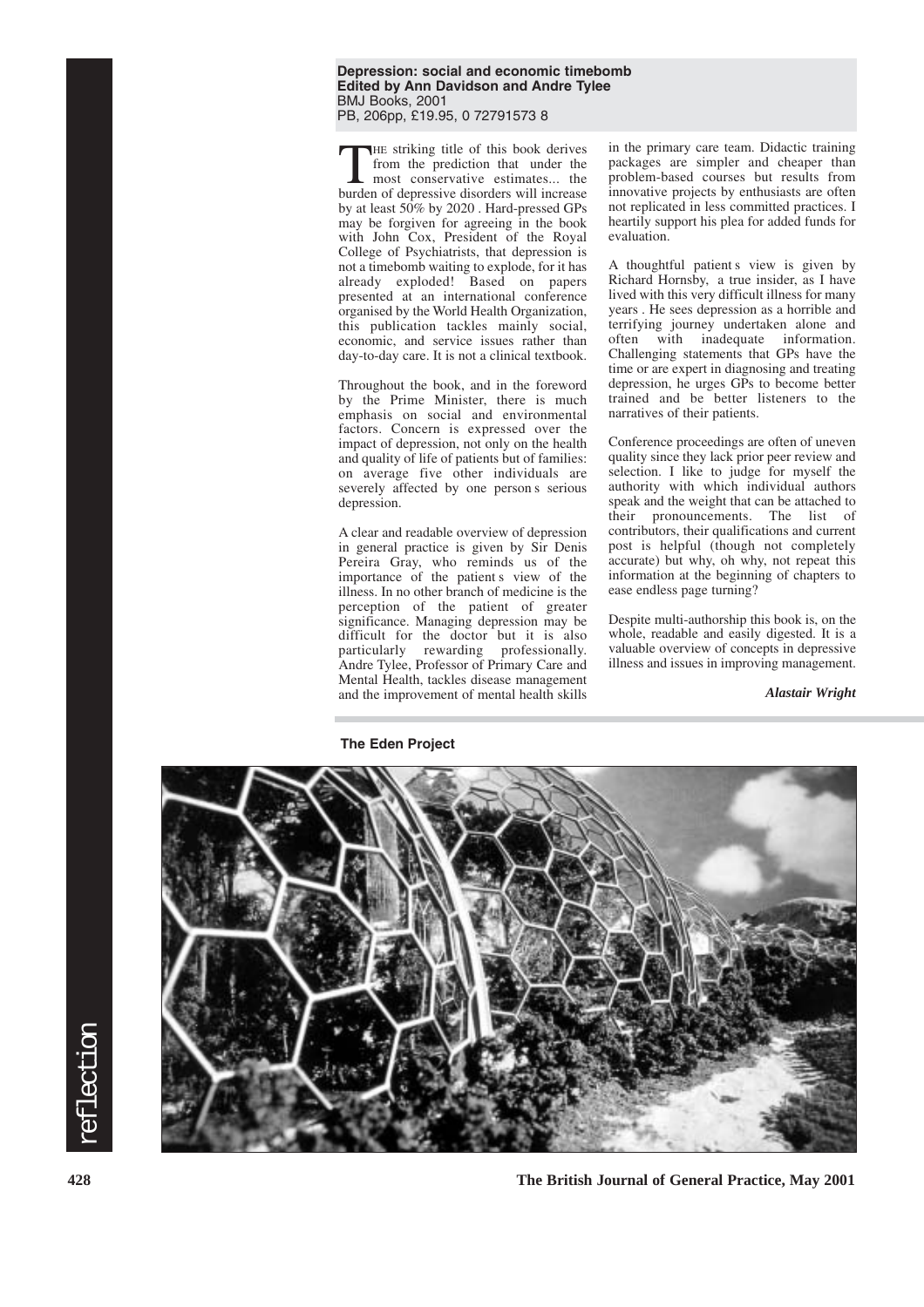**Depression: social and economic timebomb**
**Edited by Ann Davidson and Andre Tylee**
BMJ Books, 2001
PB, 206pp, £19.95, 0 72791573 8

THE striking title of this book derives from the prediction that under the most conservative estimates... the burden of depressive disorders will increase by at least 50% by 2020 . Hard-pressed GPs may be forgiven for agreeing in the book with John Cox, President of the Royal College of Psychiatrists, that depression is not a timebomb waiting to explode, for it has already exploded! Based on papers presented at an international conference organised by the World Health Organization, this publication tackles mainly social, economic, and service issues rather than day-to-day care. It is not a clinical textbook.

Throughout the book, and in the foreword by the Prime Minister, there is much emphasis on social and environmental factors. Concern is expressed over the impact of depression, not only on the health and quality of life of patients but of families: on average five other individuals are severely affected by one person s serious depression.

A clear and readable overview of depression in general practice is given by Sir Denis Pereira Gray, who reminds us of the importance of the patient s view of the illness. In no other branch of medicine is the perception of the patient of greater significance. Managing depression may be difficult for the doctor but it is also particularly rewarding professionally. Andre Tylee, Professor of Primary Care and Mental Health, tackles disease management and the improvement of mental health skills in the primary care team. Didactic training packages are simpler and cheaper than problem-based courses but results from innovative projects by enthusiasts are often not replicated in less committed practices. I heartily support his plea for added funds for evaluation.

A thoughtful patient s view is given by Richard Hornsby, a true insider, as I have lived with this very difficult illness for many years . He sees depression as a horrible and terrifying journey undertaken alone and often with inadequate information. Challenging statements that GPs have the time or are expert in diagnosing and treating depression, he urges GPs to become better trained and be better listeners to the narratives of their patients.

Conference proceedings are often of uneven quality since they lack prior peer review and selection. I like to judge for myself the authority with which individual authors speak and the weight that can be attached to their pronouncements. The list of contributors, their qualifications and current post is helpful (though not completely accurate) but why, oh why, not repeat this information at the beginning of chapters to ease endless page turning?

Despite multi-authorship this book is, on the whole, readable and easily digested. It is a valuable overview of concepts in depressive illness and issues in improving management.

***Alastair Wright***

**The Eden Project**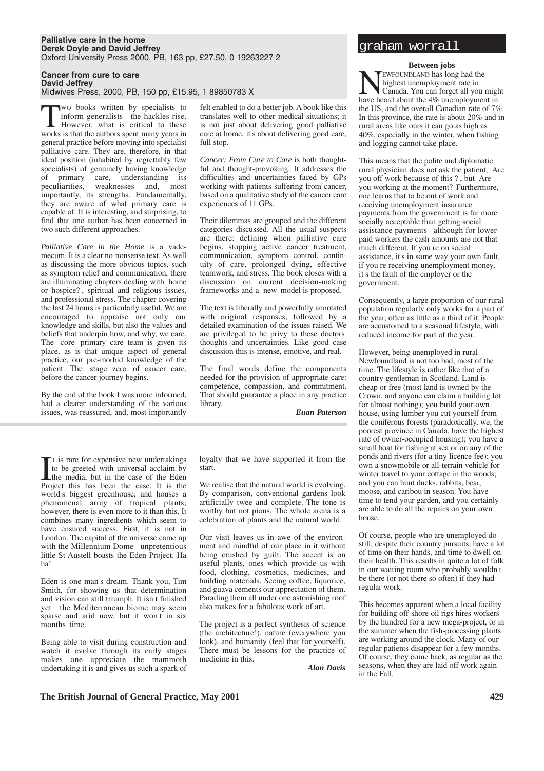**Palliative care in the home**
**Derek Doyle and David Jeffrey**
Oxford University Press 2000, PB, 163 pp, £27.50, 0 19263227 2

**Cancer from cure to care**
**David Jeffrey**
Midwives Press, 2000, PB, 150 pp, £15.95, 1 89850783 X

Two books written by specialists to inform generalists the hackles rise. However, what is critical to these works is that the authors spent many years in general practice before moving into specialist palliative care. They are, therefore, in that ideal position (inhabited by regrettably few specialists) of genuinely having knowledge of primary care, understanding its peculiarities, weaknesses and, most importantly, its strengths. Fundamentally, they are aware of what primary care is capable of. It is interesting, and surprising, to find that one author has been concerned in two such different approaches.

*Palliative Care in the Home* is a vade-mecum. It is a clear no-nonsense text. As well as discussing the more obvious topics, such as symptom relief and communication, there are illuminating chapters dealing with home or hospice? , spiritual and religious issues, and professional stress. The chapter covering the last 24 hours is particularly useful. We are encouraged to appraise not only our knowledge and skills, but also the values and beliefs that underpin how, and why, we care. The core primary care team is given its place, as is that unique aspect of general practice, our pre-morbid knowledge of the patient. The stage zero of cancer care, before the cancer journey begins.

By the end of the book I was more informed, had a clearer understanding of the various issues, was reassured, and, most importantly felt enabled to do a better job. A book like this translates well to other medical situations; it is not just about delivering good palliative care at home, it s about delivering good care, full stop.

*Cancer: From Cure to Care* is both thoughtful and thought-provoking. It addresses the difficulties and uncertainties faced by GPs working with patients suffering from cancer, based on a qualitative study of the cancer care experiences of 11 GPs.

Their dilemmas are grouped and the different categories discussed. All the usual suspects are there: defining when palliative care begins, stopping active cancer treatment, communication, symptom control, continuity of care, prolonged dying, effective teamwork, and stress. The book closes with a discussion on current decision-making frameworks and a new model is proposed.

The text is liberally and powerfully annotated with original responses, followed by a detailed examination of the issues raised. We are privileged to be privy to these doctors thoughts and uncertainties. Like good case discussion this is intense, emotive, and real.

The final words define the components needed for the provision of appropriate care: competence, compassion, and commitment. That should guarantee a place in any practice library.

***Euan Paterson***

---

It is rare for expensive new undertakings to be greeted with universal acclaim by the media, but in the case of the Eden Project this has been the case. It is the world s biggest greenhouse, and houses a phenomenal array of tropical plants; however, there is even more to it than this. It combines many ingredients which seem to have ensured success. First, it is not in London. The capital of the universe came up with the Millennium Dome unpretentious little St Austell boasts the Eden Project. Ha ha!

Eden is one man s dream. Thank you, Tim Smith, for showing us that determination and vision can still triumph. It isn t finished yet the Mediterranean biome may seem sparse and arid now, but it won t in six months time.

Being able to visit during construction and watch it evolve through its early stages makes one appreciate the mammoth undertaking it is and gives us such a spark of loyalty that we have supported it from the start.

We realise that the natural world is evolving. By comparison, conventional gardens look artificially twee and complete. The tone is worthy but not pious. The whole arena is a celebration of plants and the natural world.

Our visit leaves us in awe of the environment and mindful of our place in it without being crushed by guilt. The accent is on useful plants, ones which provide us with food, clothing, cosmetics, medicines, and building materials. Seeing coffee, liquorice, and guava cements our appreciation of them. Parading them all under one astonishing roof also makes for a fabulous work of art.

The project is a perfect synthesis of science (the architecture!), nature (everywhere you look), and humanity (feel that for yourself). There must be lessons for the practice of medicine in this.

***Alan Davis***

---

## graham worrall

### Between jobs

Newfoundland has long had the highest unemployment rate in Canada. You can forget all you might have heard about the 4% unemployment in the US, and the overall Canadian rate of 7%. In this province, the rate is about 20% and in rural areas like ours it can go as high as 40%, especially in the winter, when fishing and logging cannot take place.

This means that the polite and diplomatic rural physician does not ask the patient, Are you off work because of this ? , but Are you working at the moment? Furthermore, one learns that to be out of work and receiving unemployment insurance payments from the government is far more socially acceptable than getting social assistance payments although for lower-paid workers the cash amounts are not that much different. If you re on social assistance, it s in some way your own fault, if you re receiving unemployment money, it s the fault of the employer or the government.

Consequently, a large proportion of our rural population regularly only works for a part of the year, often as little as a third of it. People are accustomed to a seasonal lifestyle, with reduced income for part of the year.

However, being unemployed in rural Newfoundland is not too bad, most of the time. The lifestyle is rather like that of a country gentleman in Scotland. Land is cheap or free (most land is owned by the Crown, and anyone can claim a building lot for almost nothing); you build your own house, using lumber you cut yourself from the coniferous forests (paradoxically, we, the poorest province in Canada, have the highest rate of owner-occupied housing); you have a small boat for fishing at sea or on any of the ponds and rivers (for a tiny licence fee); you own a snowmobile or all-terrain vehicle for winter travel to your cottage in the woods; and you can hunt ducks, rabbits, bear, moose, and caribou in season. You have time to tend your garden, and you certainly are able to do all the repairs on your own house.

Of course, people who are unemployed do still, despite their country pursuits, have a lot of time on their hands, and time to dwell on their health. This results in quite a lot of folk in our waiting room who probably wouldn t be there (or not there so often) if they had regular work.

This becomes apparent when a local facility for building off-shore oil rigs hires workers by the hundred for a new mega-project, or in the summer when the fish-processing plants are working around the clock. Many of our regular patients disappear for a few months. Of course, they come back, as regular as the seasons, when they are laid off work again in the Fall.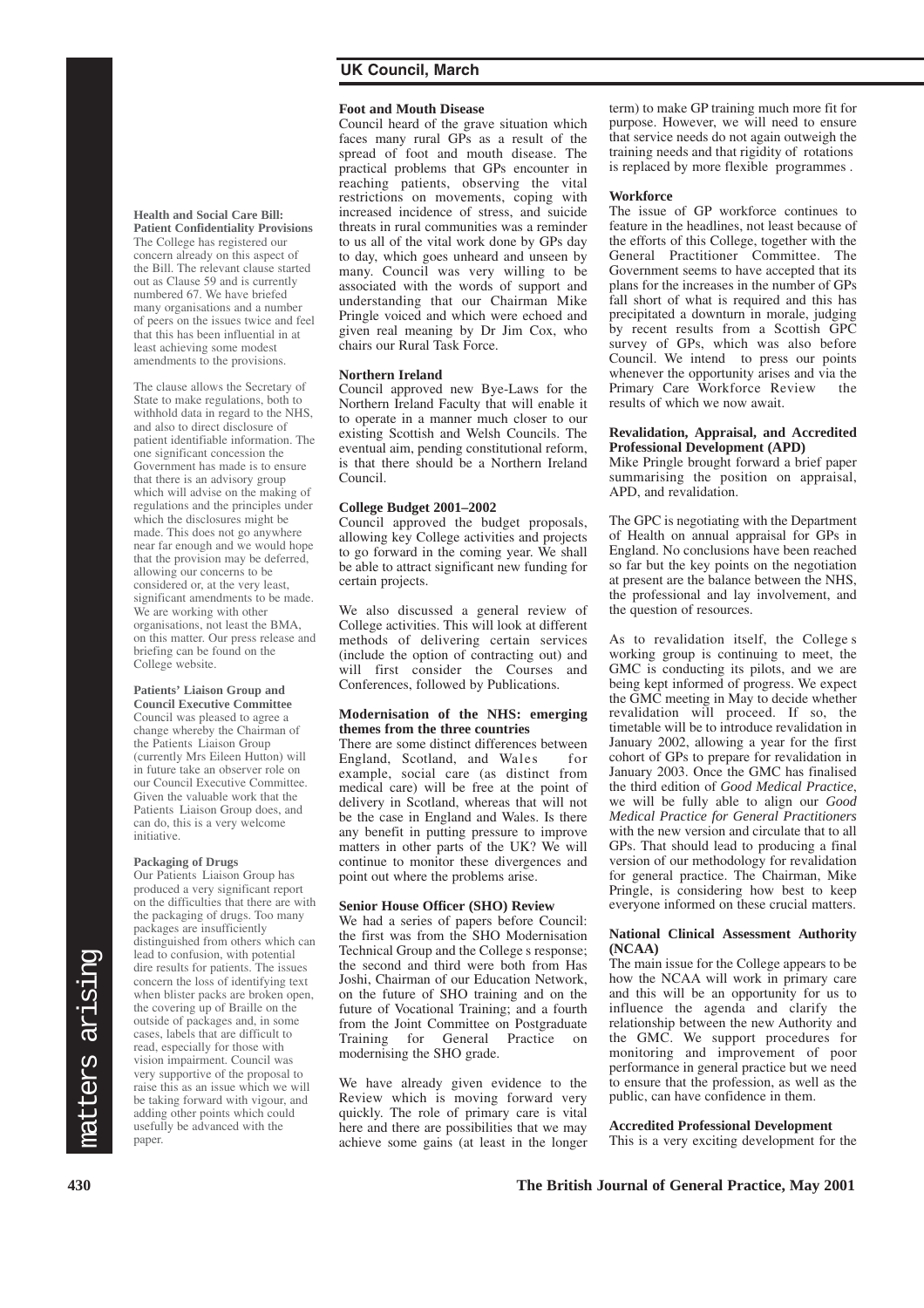## UK Council, March

#### Health and Social Care Bill: Patient Confidentiality Provisions

The College has registered our concern already on this aspect of the Bill. The relevant clause started out as Clause 59 and is currently numbered 67. We have briefed many organisations and a number of peers on the issues twice and feel that this has been influential in at least achieving some modest amendments to the provisions.

The clause allows the Secretary of State to make regulations, both to withhold data in regard to the NHS, and also to direct disclosure of patient identifiable information. The one significant concession the Government has made is to ensure that there is an advisory group which will advise on the making of regulations and the principles under which the disclosures might be made. This does not go anywhere near far enough and we would hope that the provision may be deferred, allowing our concerns to be considered or, at the very least, significant amendments to be made. We are working with other organisations, not least the BMA, on this matter. Our press release and briefing can be found on the College website.

#### Patients' Liaison Group and Council Executive Committee

Council was pleased to agree a change whereby the Chairman of the Patients Liaison Group (currently Mrs Eileen Hutton) will in future take an observer role on our Council Executive Committee. Given the valuable work that the Patients Liaison Group does, and can do, this is a very welcome initiative.

#### Packaging of Drugs

Our Patients Liaison Group has produced a very significant report on the difficulties that there are with the packaging of drugs. Too many packages are insufficiently distinguished from others which can lead to confusion, with potential dire results for patients. The issues concern the loss of identifying text when blister packs are broken open, the covering up of Braille on the outside of packages and, in some cases, labels that are difficult to read, especially for those with vision impairment. Council was very supportive of the proposal to raise this as an issue which we will be taking forward with vigour, and adding other points which could usefully be advanced with the paper.

#### Foot and Mouth Disease

Council heard of the grave situation which faces many rural GPs as a result of the spread of foot and mouth disease. The practical problems that GPs encounter in reaching patients, observing the vital restrictions on movements, coping with increased incidence of stress, and suicide threats in rural communities was a reminder to us all of the vital work done by GPs day to day, which goes unheard and unseen by many. Council was very willing to be associated with the words of support and understanding that our Chairman Mike Pringle voiced and which were echoed and given real meaning by Dr Jim Cox, who chairs our Rural Task Force.

#### Northern Ireland

Council approved new Bye-Laws for the Northern Ireland Faculty that will enable it to operate in a manner much closer to our existing Scottish and Welsh Councils. The eventual aim, pending constitutional reform, is that there should be a Northern Ireland Council.

#### College Budget 2001–2002

Council approved the budget proposals, allowing key College activities and projects to go forward in the coming year. We shall be able to attract significant new funding for certain projects.

We also discussed a general review of College activities. This will look at different methods of delivering certain services (include the option of contracting out) and will first consider the Courses and Conferences, followed by Publications.

#### Modernisation of the NHS: emerging themes from the three countries

There are some distinct differences between England, Scotland, and Wales for example, social care (as distinct from medical care) will be free at the point of delivery in Scotland, whereas that will not be the case in England and Wales. Is there any benefit in putting pressure to improve matters in other parts of the UK? We will continue to monitor these divergences and point out where the problems arise.

#### Senior House Officer (SHO) Review

We had a series of papers before Council: the first was from the SHO Modernisation Technical Group and the College s response; the second and third were both from Has Joshi, Chairman of our Education Network, on the future of SHO training and on the future of Vocational Training; and a fourth from the Joint Committee on Postgraduate Training for General Practice on modernising the SHO grade.

We have already given evidence to the Review which is moving forward very quickly. The role of primary care is vital here and there are possibilities that we may achieve some gains (at least in the longer term) to make GP training much more fit for purpose. However, we will need to ensure that service needs do not again outweigh the training needs and that rigidity of rotations is replaced by more flexible programmes .

#### Workforce

The issue of GP workforce continues to feature in the headlines, not least because of the efforts of this College, together with the General Practitioner Committee. The Government seems to have accepted that its plans for the increases in the number of GPs fall short of what is required and this has precipitated a downturn in morale, judging by recent results from a Scottish GPC survey of GPs, which was also before Council. We intend to press our points whenever the opportunity arises and via the Primary Care Workforce Review the results of which we now await.

#### Revalidation, Appraisal, and Accredited Professional Development (APD)

Mike Pringle brought forward a brief paper summarising the position on appraisal, APD, and revalidation.

The GPC is negotiating with the Department of Health on annual appraisal for GPs in England. No conclusions have been reached so far but the key points on the negotiation at present are the balance between the NHS, the professional and lay involvement, and the question of resources.

As to revalidation itself, the College s working group is continuing to meet, the GMC is conducting its pilots, and we are being kept informed of progress. We expect the GMC meeting in May to decide whether revalidation will proceed. If so, the timetable will be to introduce revalidation in January 2002, allowing a year for the first cohort of GPs to prepare for revalidation in January 2003. Once the GMC has finalised the third edition of *Good Medical Practice*, we will be fully able to align our *Good Medical Practice for General Practitioners* with the new version and circulate that to all GPs. That should lead to producing a final version of our methodology for revalidation for general practice. The Chairman, Mike Pringle, is considering how best to keep everyone informed on these crucial matters.

#### National Clinical Assessment Authority (NCAA)

The main issue for the College appears to be how the NCAA will work in primary care and this will be an opportunity for us to influence the agenda and clarify the relationship between the new Authority and the GMC. We support procedures for monitoring and improvement of poor performance in general practice but we need to ensure that the profession, as well as the public, can have confidence in them.

#### Accredited Professional Development

This is a very exciting development for the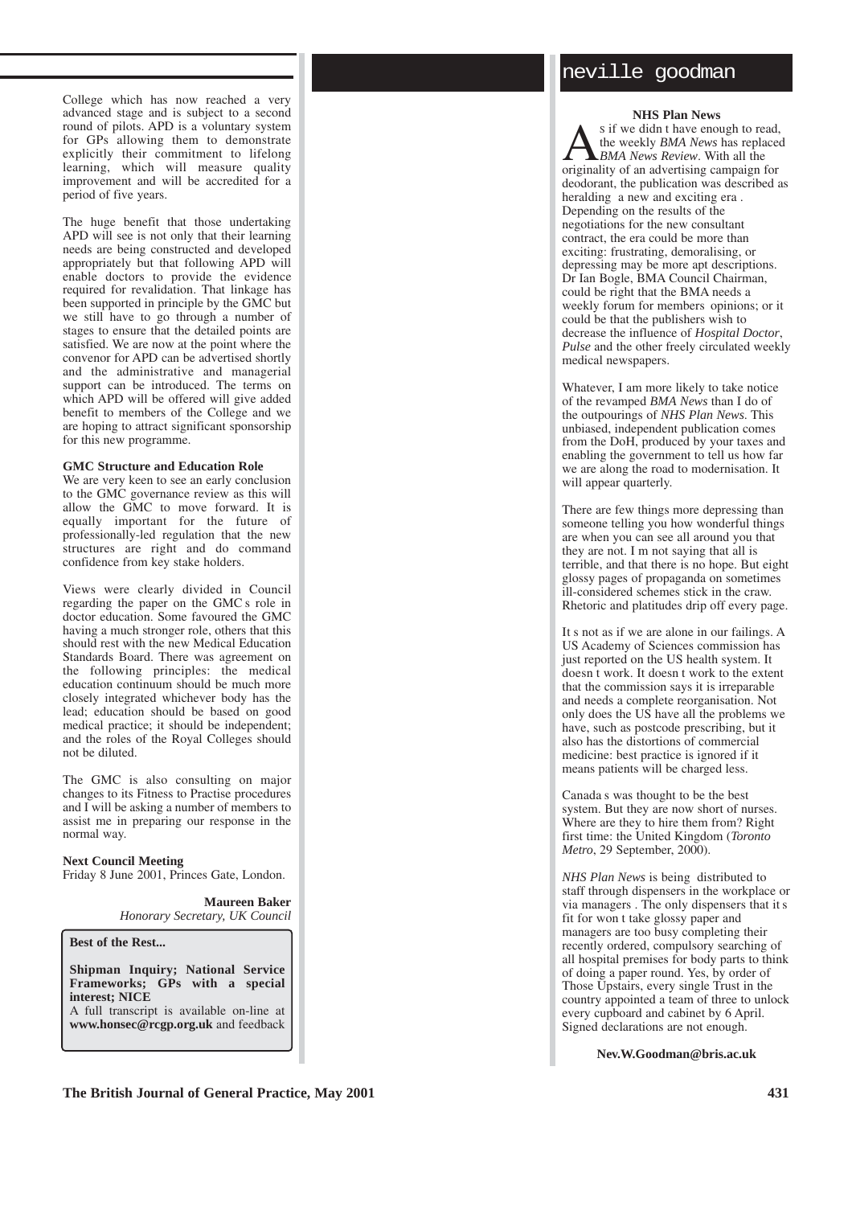College which has now reached a very advanced stage and is subject to a second round of pilots. APD is a voluntary system for GPs allowing them to demonstrate explicitly their commitment to lifelong learning, which will measure quality improvement and will be accredited for a period of five years.

The huge benefit that those undertaking APD will see is not only that their learning needs are being constructed and developed appropriately but that following APD will enable doctors to provide the evidence required for revalidation. That linkage has been supported in principle by the GMC but we still have to go through a number of stages to ensure that the detailed points are satisfied. We are now at the point where the convenor for APD can be advertised shortly and the administrative and managerial support can be introduced. The terms on which APD will be offered will give added benefit to members of the College and we are hoping to attract significant sponsorship for this new programme.

**GMC Structure and Education Role**

We are very keen to see an early conclusion to the GMC governance review as this will allow the GMC to move forward. It is equally important for the future of professionally-led regulation that the new structures are right and do command confidence from key stake holders.

Views were clearly divided in Council regarding the paper on the GMC s role in doctor education. Some favoured the GMC having a much stronger role, others that this should rest with the new Medical Education Standards Board. There was agreement on the following principles: the medical education continuum should be much more closely integrated whichever body has the lead; education should be based on good medical practice; it should be independent; and the roles of the Royal Colleges should not be diluted.

The GMC is also consulting on major changes to its Fitness to Practise procedures and I will be asking a number of members to assist me in preparing our response in the normal way.

**Next Council Meeting**

Friday 8 June 2001, Princes Gate, London.

**Maureen Baker**
*Honorary Secretary, UK Council*

**Best of the Rest...**

**Shipman Inquiry; National Service Frameworks; GPs with a special interest; NICE**

A full transcript is available on-line at **www.honsec@rcgp.org.uk** and feedback

# neville goodman

**NHS Plan News**

As if we didn t have enough to read, the weekly *BMA News* has replaced *BMA News Review*. With all the originality of an advertising campaign for deodorant, the publication was described as heralding a new and exciting era . Depending on the results of the negotiations for the new consultant contract, the era could be more than exciting: frustrating, demoralising, or depressing may be more apt descriptions. Dr Ian Bogle, BMA Council Chairman, could be right that the BMA needs a weekly forum for members opinions; or it could be that the publishers wish to decrease the influence of *Hospital Doctor*, *Pulse* and the other freely circulated weekly medical newspapers.

Whatever, I am more likely to take notice of the revamped *BMA News* than I do of the outpourings of *NHS Plan News*. This unbiased, independent publication comes from the DoH, produced by your taxes and enabling the government to tell us how far we are along the road to modernisation. It will appear quarterly.

There are few things more depressing than someone telling you how wonderful things are when you can see all around you that they are not. I m not saying that all is terrible, and that there is no hope. But eight glossy pages of propaganda on sometimes ill-considered schemes stick in the craw. Rhetoric and platitudes drip off every page.

It s not as if we are alone in our failings. A US Academy of Sciences commission has just reported on the US health system. It doesn t work. It doesn t work to the extent that the commission says it is irreparable and needs a complete reorganisation. Not only does the US have all the problems we have, such as postcode prescribing, but it also has the distortions of commercial medicine: best practice is ignored if it means patients will be charged less.

Canada s was thought to be the best system. But they are now short of nurses. Where are they to hire them from? Right first time: the United Kingdom (*Toronto Metro*, 29 September, 2000).

*NHS Plan News* is being distributed to staff through dispensers in the workplace or via managers . The only dispensers that it s fit for won t take glossy paper and managers are too busy completing their recently ordered, compulsory searching of all hospital premises for body parts to think of doing a paper round. Yes, by order of Those Upstairs, every single Trust in the country appointed a team of three to unlock every cupboard and cabinet by 6 April. Signed declarations are not enough.

**Nev.W.Goodman@bris.ac.uk**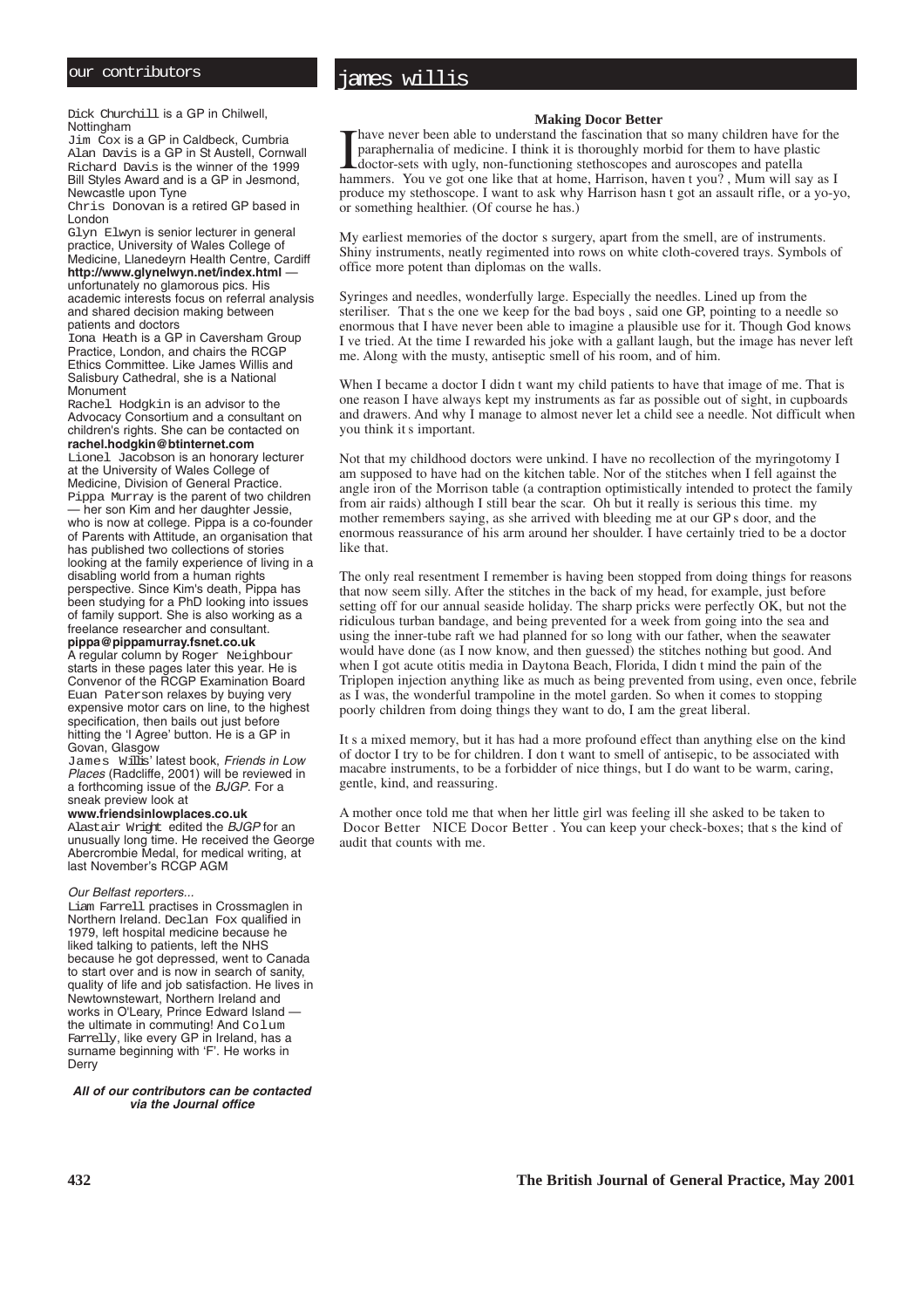## our contributors

Dick Churchill is a GP in Chilwell, Nottingham

Jim Cox is a GP in Caldbeck, Cumbria

Alan Davis is a GP in St Austell, Cornwall

Richard Davis is the winner of the 1999 Bill Styles Award and is a GP in Jesmond, Newcastle upon Tyne

Chris Donovan is a retired GP based in London

Glyn Elwyn is senior lecturer in general practice, University of Wales College of Medicine, Llanedeyrn Health Centre, Cardiff **http://www.glynelwyn.net/index.html** — unfortunately no glamorous pics. His academic interests focus on referral analysis and shared decision making between patients and doctors

Iona Heath is a GP in Caversham Group Practice, London, and chairs the RCGP Ethics Committee. Like James Willis and Salisbury Cathedral, she is a National Monument

Rachel Hodgkin is an advisor to the Advocacy Consortium and a consultant on children's rights. She can be contacted on **rachel.hodgkin@btinternet.com**

Lionel Jacobson is an honorary lecturer at the University of Wales College of Medicine, Division of General Practice.

Pippa Murray is the parent of two children — her son Kim and her daughter Jessie, who is now at college. Pippa is a co-founder of Parents with Attitude, an organisation that has published two collections of stories looking at the family experience of living in a disabling world from a human rights perspective. Since Kim's death, Pippa has been studying for a PhD looking into issues of family support. She is also working as a freelance researcher and consultant. **pippa@pippamurray.fsnet.co.uk**

A regular column by Roger Neighbour starts in these pages later this year. He is Convenor of the RCGP Examination Board

Euan Paterson relaxes by buying very expensive motor cars on line, to the highest specification, then bails out just before hitting the 'I Agree' button. He is a GP in Govan, Glasgow

James Willis' latest book, *Friends in Low Places* (Radcliffe, 2001) will be reviewed in a forthcoming issue of the *BJGP*. For a sneak preview look at **www.friendsinlowplaces.co.uk**

Alastair Wright edited the *BJGP* for an unusually long time. He received the George Abercrombie Medal, for medical writing, at last November's RCGP AGM

*Our Belfast reporters...*

Liam Farrell practises in Crossmaglen in Northern Ireland. Declan Fox qualified in 1979, left hospital medicine because he liked talking to patients, left the NHS because he got depressed, went to Canada to start over and is now in search of sanity, quality of life and job satisfaction. He lives in Newtownstewart, Northern Ireland and works in O'Leary, Prince Edward Island — the ultimate in commuting! And Colum Farrelly, like every GP in Ireland, has a surname beginning with 'F'. He works in Derry

***All of our contributors can be contacted via the Journal office***

## james willis

### Making Docor Better

I have never been able to understand the fascination that so many children have for the paraphernalia of medicine. I think it is thoroughly morbid for them to have plastic doctor-sets with ugly, non-functioning stethoscopes and auroscopes and patella hammers. You ve got one like that at home, Harrison, haven t you? , Mum will say as I produce my stethoscope. I want to ask why Harrison hasn t got an assault rifle, or a yo-yo, or something healthier. (Of course he has.)

My earliest memories of the doctor s surgery, apart from the smell, are of instruments. Shiny instruments, neatly regimented into rows on white cloth-covered trays. Symbols of office more potent than diplomas on the walls.

Syringes and needles, wonderfully large. Especially the needles. Lined up from the steriliser. That s the one we keep for the bad boys , said one GP, pointing to a needle so enormous that I have never been able to imagine a plausible use for it. Though God knows I ve tried. At the time I rewarded his joke with a gallant laugh, but the image has never left me. Along with the musty, antiseptic smell of his room, and of him.

When I became a doctor I didn t want my child patients to have that image of me. That is one reason I have always kept my instruments as far as possible out of sight, in cupboards and drawers. And why I manage to almost never let a child see a needle. Not difficult when you think it s important.

Not that my childhood doctors were unkind. I have no recollection of the myringotomy I am supposed to have had on the kitchen table. Nor of the stitches when I fell against the angle iron of the Morrison table (a contraption optimistically intended to protect the family from air raids) although I still bear the scar. Oh but it really is serious this time. my mother remembers saying, as she arrived with bleeding me at our GP s door, and the enormous reassurance of his arm around her shoulder. I have certainly tried to be a doctor like that.

The only real resentment I remember is having been stopped from doing things for reasons that now seem silly. After the stitches in the back of my head, for example, just before setting off for our annual seaside holiday. The sharp pricks were perfectly OK, but not the ridiculous turban bandage, and being prevented for a week from going into the sea and using the inner-tube raft we had planned for so long with our father, when the seawater would have done (as I now know, and then guessed) the stitches nothing but good. And when I got acute otitis media in Daytona Beach, Florida, I didn t mind the pain of the Triplopen injection anything like as much as being prevented from using, even once, febrile as I was, the wonderful trampoline in the motel garden. So when it comes to stopping poorly children from doing things they want to do, I am the great liberal.

It s a mixed memory, but it has had a more profound effect than anything else on the kind of doctor I try to be for children. I don t want to smell of antisepic, to be associated with macabre instruments, to be a forbidder of nice things, but I do want to be warm, caring, gentle, kind, and reassuring.

A mother once told me that when her little girl was feeling ill she asked to be taken to Docor Better NICE Docor Better . You can keep your check-boxes; that s the kind of audit that counts with me.